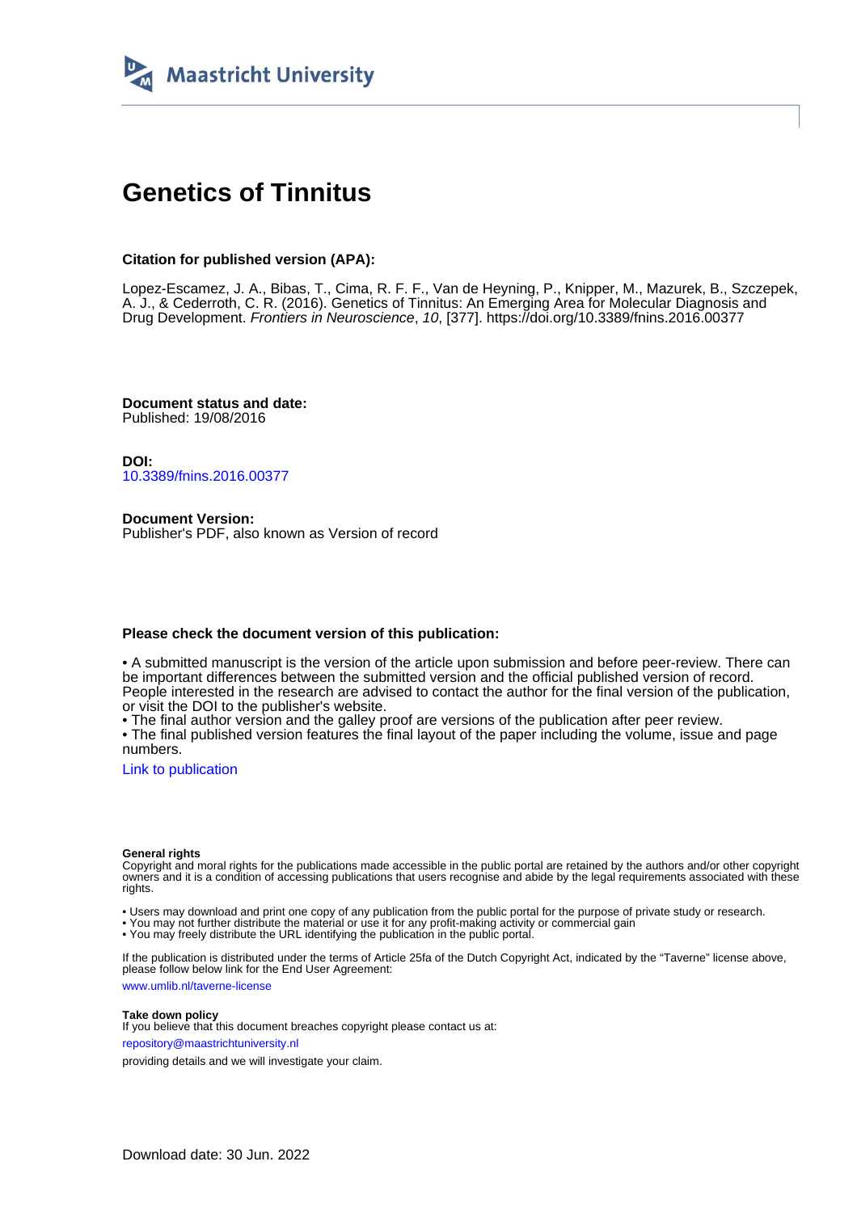Maastricht University

# Genetics of Tinnitus

**Citation for published version (APA):**

Lopez-Escamez, J. A., Bibas, T., Cima, R. F. F., Van de Heyning, P., Knipper, M., Mazurek, B., Szczepek, A. J., & Cederroth, C. R. (2016). Genetics of Tinnitus: An Emerging Area for Molecular Diagnosis and Drug Development. *Frontiers in Neuroscience*, *10*, [377]. https://doi.org/10.3389/fnins.2016.00377

**Document status and date:**
Published: 19/08/2016

**DOI:**
10.3389/fnins.2016.00377

**Document Version:**
Publisher's PDF, also known as Version of record

**Please check the document version of this publication:**

• A submitted manuscript is the version of the article upon submission and before peer-review. There can be important differences between the submitted version and the official published version of record. People interested in the research are advised to contact the author for the final version of the publication, or visit the DOI to the publisher's website.
• The final author version and the galley proof are versions of the publication after peer review.
• The final published version features the final layout of the paper including the volume, issue and page numbers.

Link to publication

**General rights**
Copyright and moral rights for the publications made accessible in the public portal are retained by the authors and/or other copyright owners and it is a condition of accessing publications that users recognise and abide by the legal requirements associated with these rights.

• Users may download and print one copy of any publication from the public portal for the purpose of private study or research.
• You may not further distribute the material or use it for any profit-making activity or commercial gain
• You may freely distribute the URL identifying the publication in the public portal.

If the publication is distributed under the terms of Article 25fa of the Dutch Copyright Act, indicated by the "Taverne" license above, please follow below link for the End User Agreement:

www.umlib.nl/taverne-license

**Take down policy**
If you believe that this document breaches copyright please contact us at:

repository@maastrichtuniversity.nl

providing details and we will investigate your claim.

Download date: 30 Jun. 2022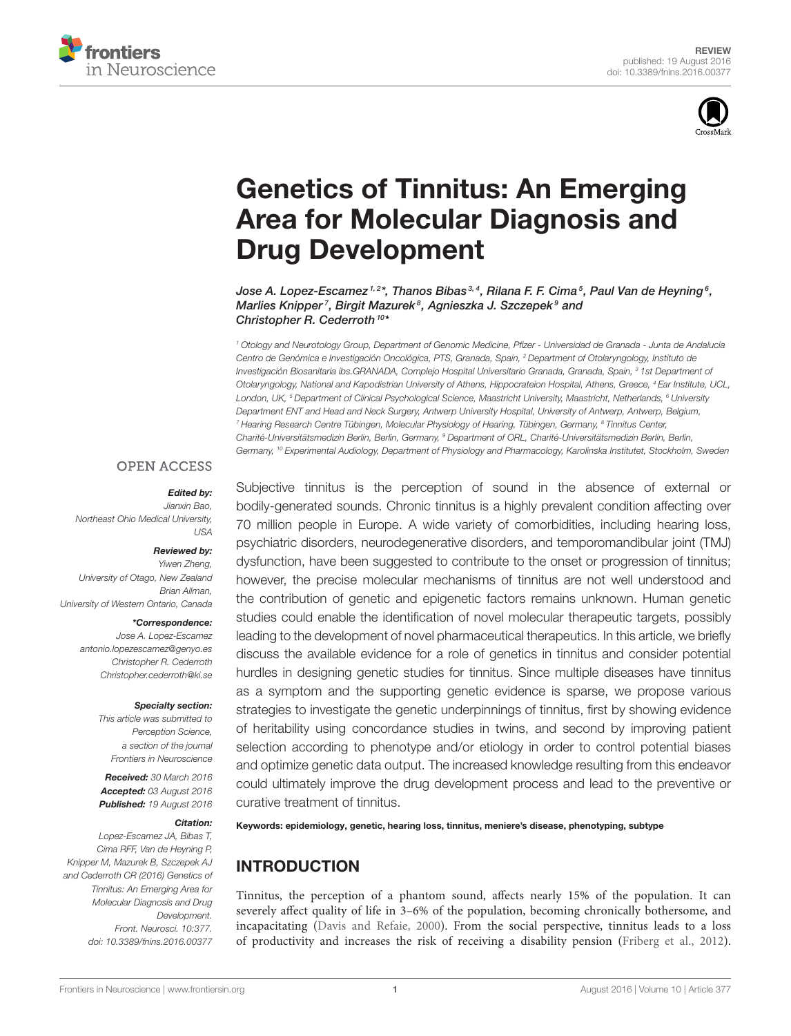# Genetics of Tinnitus: An Emerging Area for Molecular Diagnosis and Drug Development

*Jose A. Lopez-Escamez*[1,2]*, *Thanos Bibas*[3,4], *Rilana F. F. Cima*[5], *Paul Van de Heyning*[6], *Marlies Knipper*[7], *Birgit Mazurek*[8], *Agnieszka J. Szczepek*[9] *and Christopher R. Cederroth*[10]*

[1] Otology and Neurotology Group, Department of Genomic Medicine, Pfizer - Universidad de Granada - Junta de Andalucía Centro de Genómica e Investigación Oncológica, PTS, Granada, Spain, [2] Department of Otolaryngology, Instituto de Investigación Biosanitaria ibs.GRANADA, Complejo Hospital Universitario Granada, Granada, Spain, [3] 1st Department of Otolaryngology, National and Kapodistrian University of Athens, Hippocrateion Hospital, Athens, Greece, [4] Ear Institute, UCL, London, UK, [5] Department of Clinical Psychological Science, Maastricht University, Maastricht, Netherlands, [6] University Department ENT and Head and Neck Surgery, Antwerp University Hospital, University of Antwerp, Antwerp, Belgium, [7] Hearing Research Centre Tübingen, Molecular Physiology of Hearing, Tübingen, Germany, [8] Tinnitus Center, Charité-Universitätsmedizin Berlin, Berlin, Germany, [9] Department of ORL, Charité-Universitätsmedizin Berlin, Berlin, Germany, [10] Experimental Audiology, Department of Physiology and Pharmacology, Karolinska Institutet, Stockholm, Sweden

OPEN ACCESS

***Edited by:***
*Jianxin Bao,*
*Northeast Ohio Medical University, USA*

***Reviewed by:***
*Yiwen Zheng,*
*University of Otago, New Zealand*
*Brian Allman,*
*University of Western Ontario, Canada*

***Correspondence:**
*Jose A. Lopez-Escamez*
*antonio.lopezescamez@genyo.es*
*Christopher R. Cederroth*
*Christopher.cederroth@ki.se*

***Specialty section:***
*This article was submitted to Perception Science, a section of the journal Frontiers in Neuroscience*

***Received:*** *30 March 2016*
***Accepted:*** *03 August 2016*
***Published:*** *19 August 2016*

***Citation:***
*Lopez-Escamez JA, Bibas T, Cima RFF, Van de Heyning P, Knipper M, Mazurek B, Szczepek AJ and Cederroth CR (2016) Genetics of Tinnitus: An Emerging Area for Molecular Diagnosis and Drug Development. Front. Neurosci. 10:377. doi: 10.3389/fnins.2016.00377*

Subjective tinnitus is the perception of sound in the absence of external or bodily-generated sounds. Chronic tinnitus is a highly prevalent condition affecting over 70 million people in Europe. A wide variety of comorbidities, including hearing loss, psychiatric disorders, neurodegenerative disorders, and temporomandibular joint (TMJ) dysfunction, have been suggested to contribute to the onset or progression of tinnitus; however, the precise molecular mechanisms of tinnitus are not well understood and the contribution of genetic and epigenetic factors remains unknown. Human genetic studies could enable the identification of novel molecular therapeutic targets, possibly leading to the development of novel pharmaceutical therapeutics. In this article, we briefly discuss the available evidence for a role of genetics in tinnitus and consider potential hurdles in designing genetic studies for tinnitus. Since multiple diseases have tinnitus as a symptom and the supporting genetic evidence is sparse, we propose various strategies to investigate the genetic underpinnings of tinnitus, first by showing evidence of heritability using concordance studies in twins, and second by improving patient selection according to phenotype and/or etiology in order to control potential biases and optimize genetic data output. The increased knowledge resulting from this endeavor could ultimately improve the drug development process and lead to the preventive or curative treatment of tinnitus.

**Keywords: epidemiology, genetic, hearing loss, tinnitus, meniere's disease, phenotyping, subtype**

## INTRODUCTION

Tinnitus, the perception of a phantom sound, affects nearly 15% of the population. It can severely affect quality of life in 3–6% of the population, becoming chronically bothersome, and incapacitating (Davis and Refaie, 2000). From the social perspective, tinnitus leads to a loss of productivity and increases the risk of receiving a disability pension (Friberg et al., 2012).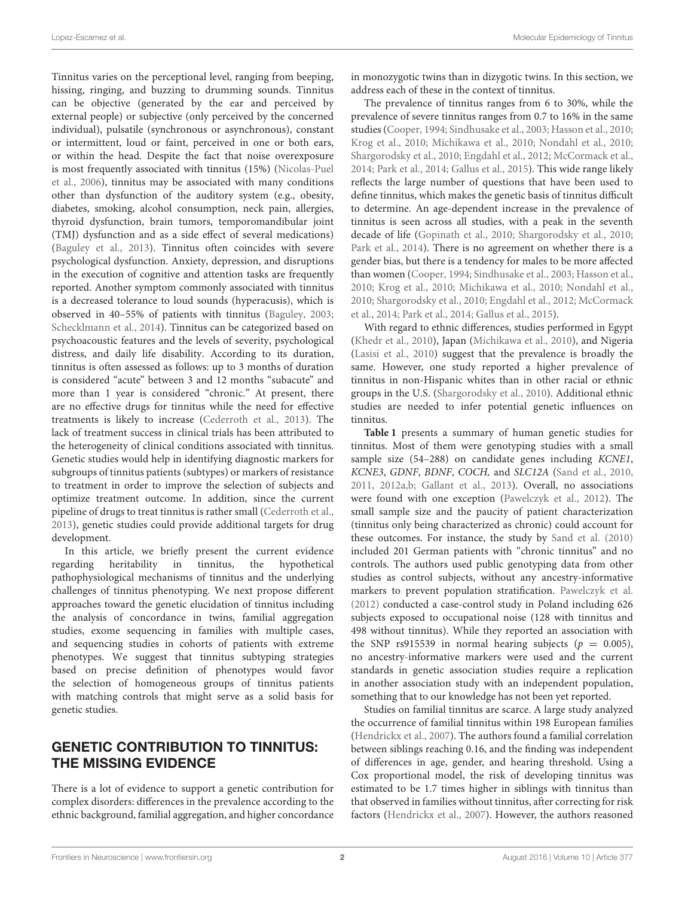Tinnitus varies on the perceptional level, ranging from beeping, hissing, ringing, and buzzing to drumming sounds. Tinnitus can be objective (generated by the ear and perceived by external people) or subjective (only perceived by the concerned individual), pulsatile (synchronous or asynchronous), constant or intermittent, loud or faint, perceived in one or both ears, or within the head. Despite the fact that noise overexposure is most frequently associated with tinnitus (15%) (Nicolas-Puel et al., 2006), tinnitus may be associated with many conditions other than dysfunction of the auditory system (e.g., obesity, diabetes, smoking, alcohol consumption, neck pain, allergies, thyroid dysfunction, brain tumors, temporomandibular joint (TMJ) dysfunction and as a side effect of several medications) (Baguley et al., 2013). Tinnitus often coincides with severe psychological dysfunction. Anxiety, depression, and disruptions in the execution of cognitive and attention tasks are frequently reported. Another symptom commonly associated with tinnitus is a decreased tolerance to loud sounds (hyperacusis), which is observed in 40–55% of patients with tinnitus (Baguley, 2003; Schecklmann et al., 2014). Tinnitus can be categorized based on psychoacoustic features and the levels of severity, psychological distress, and daily life disability. According to its duration, tinnitus is often assessed as follows: up to 3 months of duration is considered "acute" between 3 and 12 months "subacute" and more than 1 year is considered "chronic." At present, there are no effective drugs for tinnitus while the need for effective treatments is likely to increase (Cederroth et al., 2013). The lack of treatment success in clinical trials has been attributed to the heterogeneity of clinical conditions associated with tinnitus. Genetic studies would help in identifying diagnostic markers for subgroups of tinnitus patients (subtypes) or markers of resistance to treatment in order to improve the selection of subjects and optimize treatment outcome. In addition, since the current pipeline of drugs to treat tinnitus is rather small (Cederroth et al., 2013), genetic studies could provide additional targets for drug development.

In this article, we briefly present the current evidence regarding heritability in tinnitus, the hypothetical pathophysiological mechanisms of tinnitus and the underlying challenges of tinnitus phenotyping. We next propose different approaches toward the genetic elucidation of tinnitus including the analysis of concordance in twins, familial aggregation studies, exome sequencing in families with multiple cases, and sequencing studies in cohorts of patients with extreme phenotypes. We suggest that tinnitus subtyping strategies based on precise definition of phenotypes would favor the selection of homogeneous groups of tinnitus patients with matching controls that might serve as a solid basis for genetic studies.

## GENETIC CONTRIBUTION TO TINNITUS: THE MISSING EVIDENCE

There is a lot of evidence to support a genetic contribution for complex disorders: differences in the prevalence according to the ethnic background, familial aggregation, and higher concordance in monozygotic twins than in dizygotic twins. In this section, we address each of these in the context of tinnitus.

The prevalence of tinnitus ranges from 6 to 30%, while the prevalence of severe tinnitus ranges from 0.7 to 16% in the same studies (Cooper, 1994; Sindhusake et al., 2003; Hasson et al., 2010; Krog et al., 2010; Michikawa et al., 2010; Nondahl et al., 2010; Shargorodsky et al., 2010; Engdahl et al., 2012; McCormack et al., 2014; Park et al., 2014; Gallus et al., 2015). This wide range likely reflects the large number of questions that have been used to define tinnitus, which makes the genetic basis of tinnitus difficult to determine. An age-dependent increase in the prevalence of tinnitus is seen across all studies, with a peak in the seventh decade of life (Gopinath et al., 2010; Shargorodsky et al., 2010; Park et al., 2014). There is no agreement on whether there is a gender bias, but there is a tendency for males to be more affected than women (Cooper, 1994; Sindhusake et al., 2003; Hasson et al., 2010; Krog et al., 2010; Michikawa et al., 2010; Nondahl et al., 2010; Shargorodsky et al., 2010; Engdahl et al., 2012; McCormack et al., 2014; Park et al., 2014; Gallus et al., 2015).

With regard to ethnic differences, studies performed in Egypt (Khedr et al., 2010), Japan (Michikawa et al., 2010), and Nigeria (Lasisi et al., 2010) suggest that the prevalence is broadly the same. However, one study reported a higher prevalence of tinnitus in non-Hispanic whites than in other racial or ethnic groups in the U.S. (Shargorodsky et al., 2010). Additional ethnic studies are needed to infer potential genetic influences on tinnitus.

**Table 1** presents a summary of human genetic studies for tinnitus. Most of them were genotyping studies with a small sample size (54–288) on candidate genes including *KCNE1*, *KCNE3*, *GDNF*, *BDNF*, *COCH,* and *SLC12A* (Sand et al., 2010, 2011, 2012a,b; Gallant et al., 2013). Overall, no associations were found with one exception (Pawelczyk et al., 2012). The small sample size and the paucity of patient characterization (tinnitus only being characterized as chronic) could account for these outcomes. For instance, the study by Sand et al. (2010) included 201 German patients with "chronic tinnitus" and no controls. The authors used public genotyping data from other studies as control subjects, without any ancestry-informative markers to prevent population stratification. Pawelczyk et al. (2012) conducted a case-control study in Poland including 626 subjects exposed to occupational noise (128 with tinnitus and 498 without tinnitus). While they reported an association with the SNP rs915539 in normal hearing subjects ($p = 0.005$), no ancestry-informative markers were used and the current standards in genetic association studies require a replication in another association study with an independent population, something that to our knowledge has not been yet reported.

Studies on familial tinnitus are scarce. A large study analyzed the occurrence of familial tinnitus within 198 European families (Hendrickx et al., 2007). The authors found a familial correlation between siblings reaching 0.16, and the finding was independent of differences in age, gender, and hearing threshold. Using a Cox proportional model, the risk of developing tinnitus was estimated to be 1.7 times higher in siblings with tinnitus than that observed in families without tinnitus, after correcting for risk factors (Hendrickx et al., 2007). However, the authors reasoned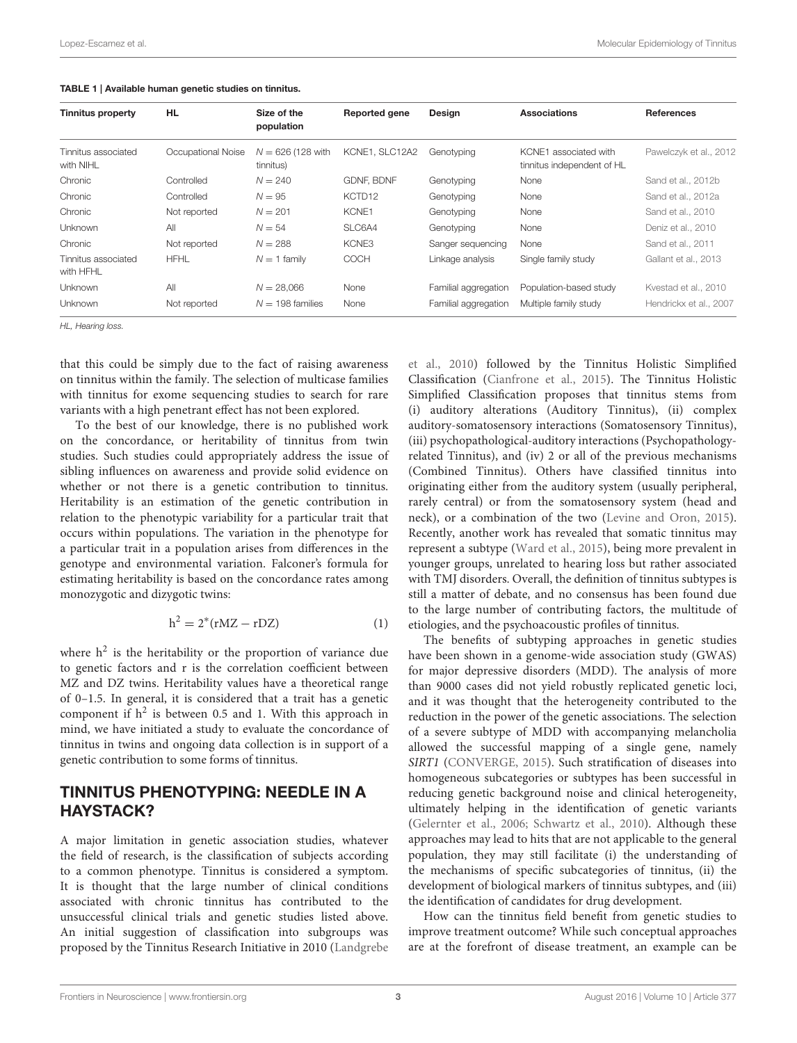**TABLE 1 | Available human genetic studies on tinnitus.**

| Tinnitus property | HL | Size of the population | Reported gene | Design | Associations | References |
|---|---|---|---|---|---|---|
| Tinnitus associated with NIHL | Occupational Noise | $N = 626$ (128 with tinnitus) | KCNE1, SLC12A2 | Genotyping | KCNE1 associated with tinnitus independent of HL | Pawelczyk et al., 2012 |
| Chronic | Controlled | $N = 240$ | GDNF, BDNF | Genotyping | None | Sand et al., 2012b |
| Chronic | Controlled | $N = 95$ | KCTD12 | Genotyping | None | Sand et al., 2012a |
| Chronic | Not reported | $N = 201$ | KCNE1 | Genotyping | None | Sand et al., 2010 |
| Unknown | All | $N = 54$ | SLC6A4 | Genotyping | None | Deniz et al., 2010 |
| Chronic | Not reported | $N = 288$ | KCNE3 | Sanger sequencing | None | Sand et al., 2011 |
| Tinnitus associated with HFHL | HFHL | $N = 1$ family | COCH | Linkage analysis | Single family study | Gallant et al., 2013 |
| Unknown | All | $N = 28,066$ | None | Familial aggregation | Population-based study | Kvestad et al., 2010 |
| Unknown | Not reported | $N = 198$ families | None | Familial aggregation | Multiple family study | Hendrickx et al., 2007 |

*HL, Hearing loss.*

that this could be simply due to the fact of raising awareness on tinnitus within the family. The selection of multicase families with tinnitus for exome sequencing studies to search for rare variants with a high penetrant effect has not been explored.

To the best of our knowledge, there is no published work on the concordance, or heritability of tinnitus from twin studies. Such studies could appropriately address the issue of sibling influences on awareness and provide solid evidence on whether or not there is a genetic contribution to tinnitus. Heritability is an estimation of the genetic contribution in relation to the phenotypic variability for a particular trait that occurs within populations. The variation in the phenotype for a particular trait in a population arises from differences in the genotype and environmental variation. Falconer's formula for estimating heritability is based on the concordance rates among monozygotic and dizygotic twins:

$$h^2 = 2^*(rMZ - rDZ) \quad (1)$$

where $h^2$ is the heritability or the proportion of variance due to genetic factors and r is the correlation coefficient between MZ and DZ twins. Heritability values have a theoretical range of 0–1.5. In general, it is considered that a trait has a genetic component if $h^2$ is between 0.5 and 1. With this approach in mind, we have initiated a study to evaluate the concordance of tinnitus in twins and ongoing data collection is in support of a genetic contribution to some forms of tinnitus.

## TINNITUS PHENOTYPING: NEEDLE IN A HAYSTACK?

A major limitation in genetic association studies, whatever the field of research, is the classification of subjects according to a common phenotype. Tinnitus is considered a symptom. It is thought that the large number of clinical conditions associated with chronic tinnitus has contributed to the unsuccessful clinical trials and genetic studies listed above. An initial suggestion of classification into subgroups was proposed by the Tinnitus Research Initiative in 2010 (Landgrebe et al., 2010) followed by the Tinnitus Holistic Simplified Classification (Cianfrone et al., 2015). The Tinnitus Holistic Simplified Classification proposes that tinnitus stems from (i) auditory alterations (Auditory Tinnitus), (ii) complex auditory-somatosensory interactions (Somatosensory Tinnitus), (iii) psychopathological-auditory interactions (Psychopathology-related Tinnitus), and (iv) 2 or all of the previous mechanisms (Combined Tinnitus). Others have classified tinnitus into originating either from the auditory system (usually peripheral, rarely central) or from the somatosensory system (head and neck), or a combination of the two (Levine and Oron, 2015). Recently, another work has revealed that somatic tinnitus may represent a subtype (Ward et al., 2015), being more prevalent in younger groups, unrelated to hearing loss but rather associated with TMJ disorders. Overall, the definition of tinnitus subtypes is still a matter of debate, and no consensus has been found due to the large number of contributing factors, the multitude of etiologies, and the psychoacoustic profiles of tinnitus.

The benefits of subtyping approaches in genetic studies have been shown in a genome-wide association study (GWAS) for major depressive disorders (MDD). The analysis of more than 9000 cases did not yield robustly replicated genetic loci, and it was thought that the heterogeneity contributed to the reduction in the power of the genetic associations. The selection of a severe subtype of MDD with accompanying melancholia allowed the successful mapping of a single gene, namely *SIRT1* (CONVERGE, 2015). Such stratification of diseases into homogeneous subcategories or subtypes has been successful in reducing genetic background noise and clinical heterogeneity, ultimately helping in the identification of genetic variants (Gelernter et al., 2006; Schwartz et al., 2010). Although these approaches may lead to hits that are not applicable to the general population, they may still facilitate (i) the understanding of the mechanisms of specific subcategories of tinnitus, (ii) the development of biological markers of tinnitus subtypes, and (iii) the identification of candidates for drug development.

How can the tinnitus field benefit from genetic studies to improve treatment outcome? While such conceptual approaches are at the forefront of disease treatment, an example can be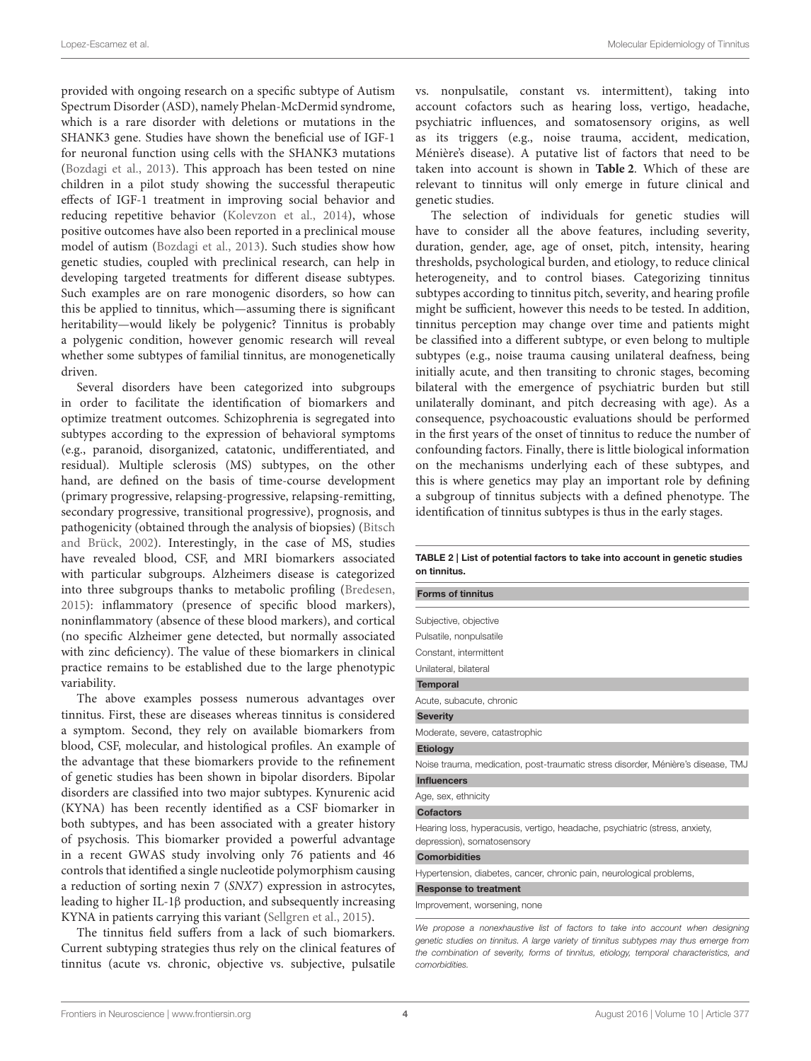provided with ongoing research on a specific subtype of Autism Spectrum Disorder (ASD), namely Phelan-McDermid syndrome, which is a rare disorder with deletions or mutations in the SHANK3 gene. Studies have shown the beneficial use of IGF-1 for neuronal function using cells with the SHANK3 mutations (Bozdagi et al., 2013). This approach has been tested on nine children in a pilot study showing the successful therapeutic effects of IGF-1 treatment in improving social behavior and reducing repetitive behavior (Kolevzon et al., 2014), whose positive outcomes have also been reported in a preclinical mouse model of autism (Bozdagi et al., 2013). Such studies show how genetic studies, coupled with preclinical research, can help in developing targeted treatments for different disease subtypes. Such examples are on rare monogenic disorders, so how can this be applied to tinnitus, which—assuming there is significant heritability—would likely be polygenic? Tinnitus is probably a polygenic condition, however genomic research will reveal whether some subtypes of familial tinnitus, are monogenetically driven.

Several disorders have been categorized into subgroups in order to facilitate the identification of biomarkers and optimize treatment outcomes. Schizophrenia is segregated into subtypes according to the expression of behavioral symptoms (e.g., paranoid, disorganized, catatonic, undifferentiated, and residual). Multiple sclerosis (MS) subtypes, on the other hand, are defined on the basis of time-course development (primary progressive, relapsing-progressive, relapsing-remitting, secondary progressive, transitional progressive), prognosis, and pathogenicity (obtained through the analysis of biopsies) (Bitsch and Brück, 2002). Interestingly, in the case of MS, studies have revealed blood, CSF, and MRI biomarkers associated with particular subgroups. Alzheimers disease is categorized into three subgroups thanks to metabolic profiling (Bredesen, 2015): inflammatory (presence of specific blood markers), noninflammatory (absence of these blood markers), and cortical (no specific Alzheimer gene detected, but normally associated with zinc deficiency). The value of these biomarkers in clinical practice remains to be established due to the large phenotypic variability.

The above examples possess numerous advantages over tinnitus. First, these are diseases whereas tinnitus is considered a symptom. Second, they rely on available biomarkers from blood, CSF, molecular, and histological profiles. An example of the advantage that these biomarkers provide to the refinement of genetic studies has been shown in bipolar disorders. Bipolar disorders are classified into two major subtypes. Kynurenic acid (KYNA) has been recently identified as a CSF biomarker in both subtypes, and has been associated with a greater history of psychosis. This biomarker provided a powerful advantage in a recent GWAS study involving only 76 patients and 46 controls that identified a single nucleotide polymorphism causing a reduction of sorting nexin 7 (*SNX7*) expression in astrocytes, leading to higher IL-1β production, and subsequently increasing KYNA in patients carrying this variant (Sellgren et al., 2015).

The tinnitus field suffers from a lack of such biomarkers. Current subtyping strategies thus rely on the clinical features of tinnitus (acute vs. chronic, objective vs. subjective, pulsatile vs. nonpulsatile, constant vs. intermittent), taking into account cofactors such as hearing loss, vertigo, headache, psychiatric influences, and somatosensory origins, as well as its triggers (e.g., noise trauma, accident, medication, Ménière's disease). A putative list of factors that need to be taken into account is shown in **Table 2**. Which of these are relevant to tinnitus will only emerge in future clinical and genetic studies.

The selection of individuals for genetic studies will have to consider all the above features, including severity, duration, gender, age, age of onset, pitch, intensity, hearing thresholds, psychological burden, and etiology, to reduce clinical heterogeneity, and to control biases. Categorizing tinnitus subtypes according to tinnitus pitch, severity, and hearing profile might be sufficient, however this needs to be tested. In addition, tinnitus perception may change over time and patients might be classified into a different subtype, or even belong to multiple subtypes (e.g., noise trauma causing unilateral deafness, being initially acute, and then transiting to chronic stages, becoming bilateral with the emergence of psychiatric burden but still unilaterally dominant, and pitch decreasing with age). As a consequence, psychoacoustic evaluations should be performed in the first years of the onset of tinnitus to reduce the number of confounding factors. Finally, there is little biological information on the mechanisms underlying each of these subtypes, and this is where genetics may play an important role by defining a subgroup of tinnitus subjects with a defined phenotype. The identification of tinnitus subtypes is thus in the early stages.

**TABLE 2 | List of potential factors to take into account in genetic studies on tinnitus.**

| Forms of tinnitus |
|---|
| Subjective, objective |
| Pulsatile, nonpulsatile |
| Constant, intermittent |
| Unilateral, bilateral |
| **Temporal** |
| Acute, subacute, chronic |
| **Severity** |
| Moderate, severe, catastrophic |
| **Etiology** |
| Noise trauma, medication, post-traumatic stress disorder, Ménière's disease, TMJ |
| **Influencers** |
| Age, sex, ethnicity |
| **Cofactors** |
| Hearing loss, hyperacusis, vertigo, headache, psychiatric (stress, anxiety, depression), somatosensory |
| **Comorbidities** |
| Hypertension, diabetes, cancer, chronic pain, neurological problems, |
| **Response to treatment** |
| Improvement, worsening, none |

*We propose a nonexhaustive list of factors to take into account when designing genetic studies on tinnitus. A large variety of tinnitus subtypes may thus emerge from the combination of severity, forms of tinnitus, etiology, temporal characteristics, and comorbidities.*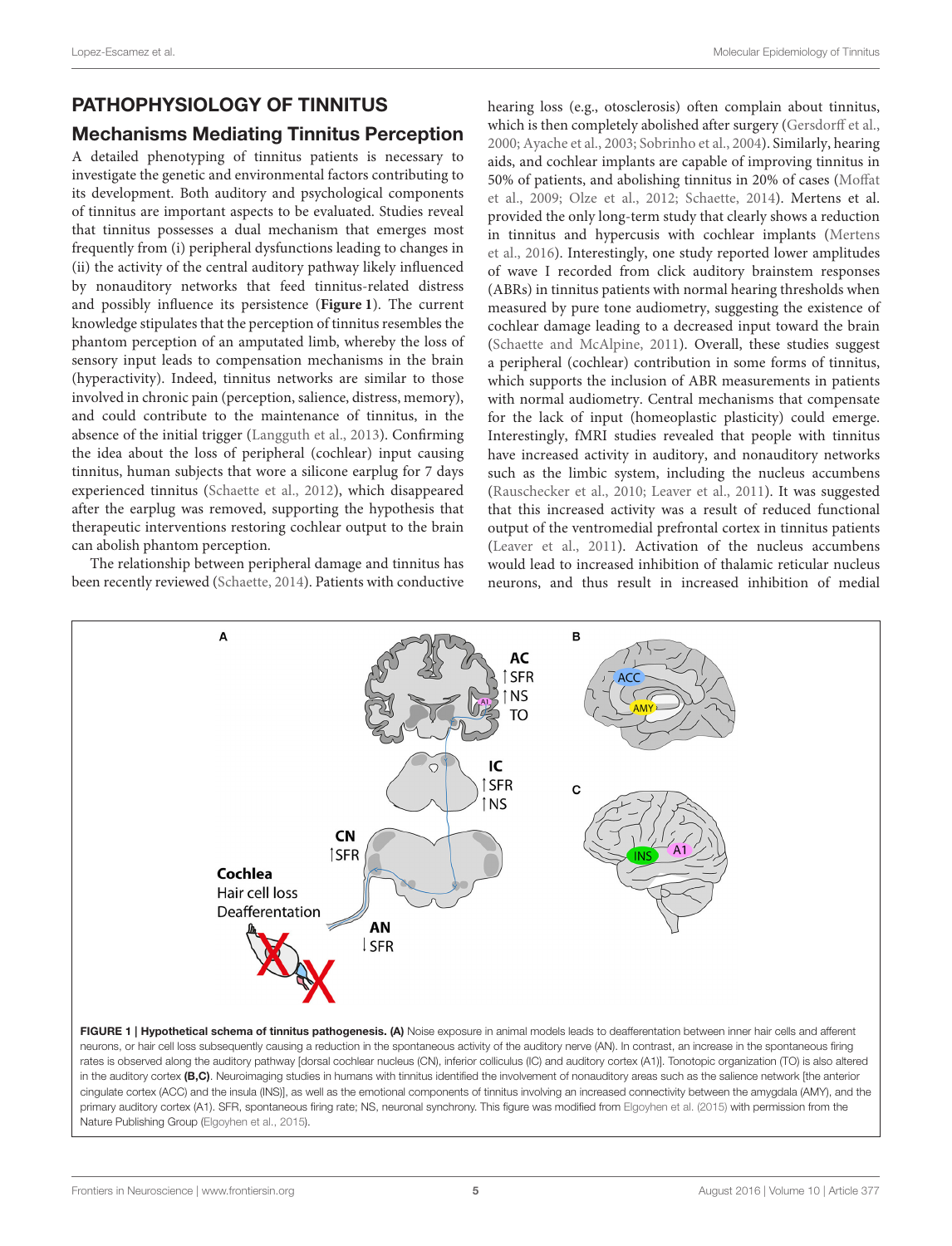## PATHOPHYSIOLOGY OF TINNITUS

### Mechanisms Mediating Tinnitus Perception

A detailed phenotyping of tinnitus patients is necessary to investigate the genetic and environmental factors contributing to its development. Both auditory and psychological components of tinnitus are important aspects to be evaluated. Studies reveal that tinnitus possesses a dual mechanism that emerges most frequently from (i) peripheral dysfunctions leading to changes in (ii) the activity of the central auditory pathway likely influenced by nonauditory networks that feed tinnitus-related distress and possibly influence its persistence (**Figure 1**). The current knowledge stipulates that the perception of tinnitus resembles the phantom perception of an amputated limb, whereby the loss of sensory input leads to compensation mechanisms in the brain (hyperactivity). Indeed, tinnitus networks are similar to those involved in chronic pain (perception, salience, distress, memory), and could contribute to the maintenance of tinnitus, in the absence of the initial trigger (Langguth et al., 2013). Confirming the idea about the loss of peripheral (cochlear) input causing tinnitus, human subjects that wore a silicone earplug for 7 days experienced tinnitus (Schaette et al., 2012), which disappeared after the earplug was removed, supporting the hypothesis that therapeutic interventions restoring cochlear output to the brain can abolish phantom perception.

The relationship between peripheral damage and tinnitus has been recently reviewed (Schaette, 2014). Patients with conductive hearing loss (e.g., otosclerosis) often complain about tinnitus, which is then completely abolished after surgery (Gersdorff et al., 2000; Ayache et al., 2003; Sobrinho et al., 2004). Similarly, hearing aids, and cochlear implants are capable of improving tinnitus in 50% of patients, and abolishing tinnitus in 20% of cases (Moffat et al., 2009; Olze et al., 2012; Schaette, 2014). Mertens et al. provided the only long-term study that clearly shows a reduction in tinnitus and hypercusis with cochlear implants (Mertens et al., 2016). Interestingly, one study reported lower amplitudes of wave I recorded from click auditory brainstem responses (ABRs) in tinnitus patients with normal hearing thresholds when measured by pure tone audiometry, suggesting the existence of cochlear damage leading to a decreased input toward the brain (Schaette and McAlpine, 2011). Overall, these studies suggest a peripheral (cochlear) contribution in some forms of tinnitus, which supports the inclusion of ABR measurements in patients with normal audiometry. Central mechanisms that compensate for the lack of input (homeoplastic plasticity) could emerge. Interestingly, fMRI studies revealed that people with tinnitus have increased activity in auditory, and nonauditory networks such as the limbic system, including the nucleus accumbens (Rauschecker et al., 2010; Leaver et al., 2011). It was suggested that this increased activity was a result of reduced functional output of the ventromedial prefrontal cortex in tinnitus patients (Leaver et al., 2011). Activation of the nucleus accumbens would lead to increased inhibition of thalamic reticular nucleus neurons, and thus result in increased inhibition of medial

**FIGURE 1 | Hypothetical schema of tinnitus pathogenesis. (A)** Noise exposure in animal models leads to deafferentation between inner hair cells and afferent neurons, or hair cell loss subsequently causing a reduction in the spontaneous activity of the auditory nerve (AN). In contrast, an increase in the spontaneous firing rates is observed along the auditory pathway [dorsal cochlear nucleus (CN), inferior colliculus (IC) and auditory cortex (A1)]. Tonotopic organization (TO) is also altered in the auditory cortex **(B,C)**. Neuroimaging studies in humans with tinnitus identified the involvement of nonauditory areas such as the salience network [the anterior cingulate cortex (ACC) and the insula (INS)], as well as the emotional components of tinnitus involving an increased connectivity between the amygdala (AMY), and the primary auditory cortex (A1). SFR, spontaneous firing rate; NS, neuronal synchrony. This figure was modified from Elgoyhen et al. (2015) with permission from the Nature Publishing Group (Elgoyhen et al., 2015).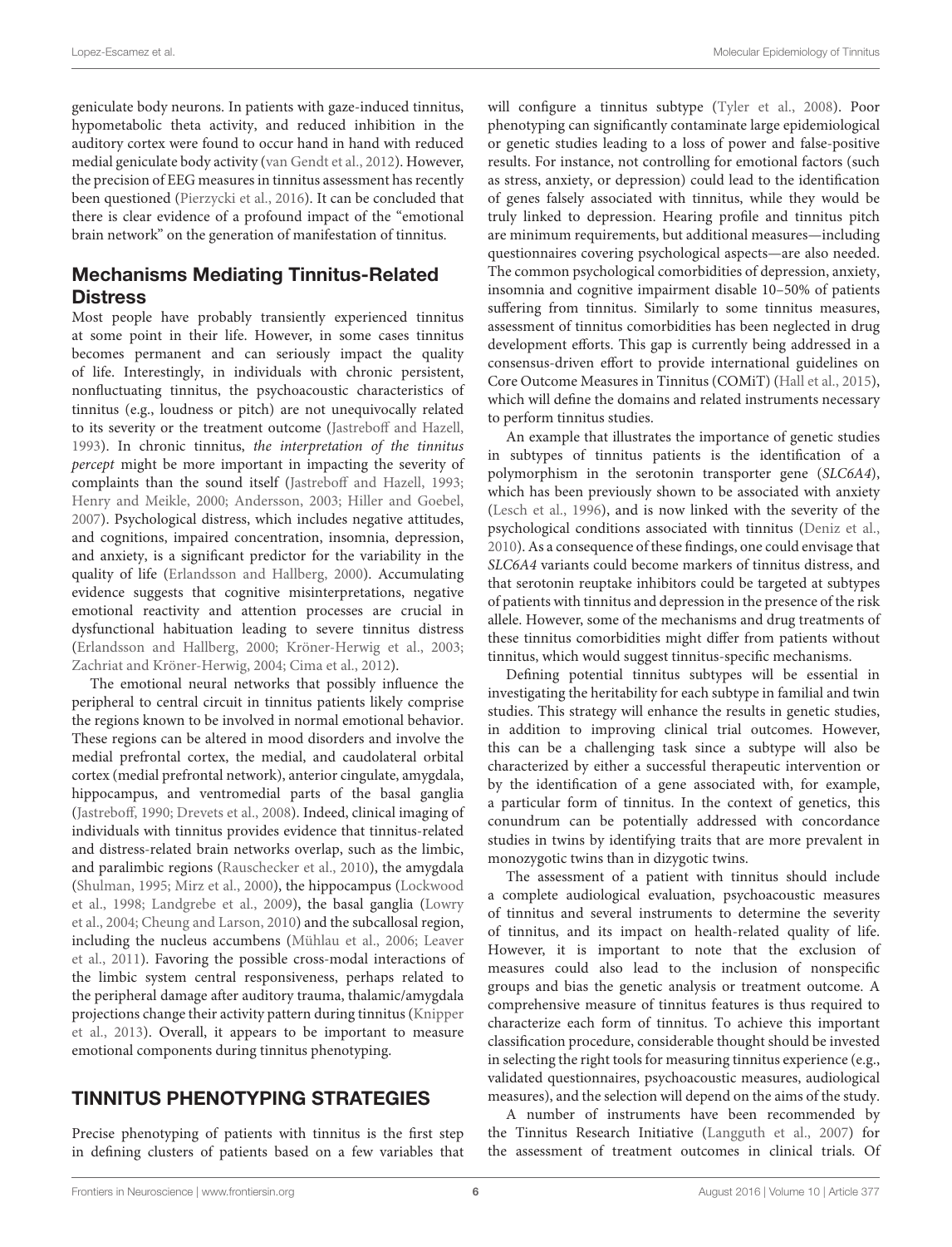geniculate body neurons. In patients with gaze-induced tinnitus, hypometabolic theta activity, and reduced inhibition in the auditory cortex were found to occur hand in hand with reduced medial geniculate body activity (van Gendt et al., 2012). However, the precision of EEG measures in tinnitus assessment has recently been questioned (Pierzycki et al., 2016). It can be concluded that there is clear evidence of a profound impact of the "emotional brain network" on the generation of manifestation of tinnitus.

### Mechanisms Mediating Tinnitus-Related Distress

Most people have probably transiently experienced tinnitus at some point in their life. However, in some cases tinnitus becomes permanent and can seriously impact the quality of life. Interestingly, in individuals with chronic persistent, nonfluctuating tinnitus, the psychoacoustic characteristics of tinnitus (e.g., loudness or pitch) are not unequivocally related to its severity or the treatment outcome (Jastreboff and Hazell, 1993). In chronic tinnitus, *the interpretation of the tinnitus percept* might be more important in impacting the severity of complaints than the sound itself (Jastreboff and Hazell, 1993; Henry and Meikle, 2000; Andersson, 2003; Hiller and Goebel, 2007). Psychological distress, which includes negative attitudes, and cognitions, impaired concentration, insomnia, depression, and anxiety, is a significant predictor for the variability in the quality of life (Erlandsson and Hallberg, 2000). Accumulating evidence suggests that cognitive misinterpretations, negative emotional reactivity and attention processes are crucial in dysfunctional habituation leading to severe tinnitus distress (Erlandsson and Hallberg, 2000; Kröner-Herwig et al., 2003; Zachriat and Kröner-Herwig, 2004; Cima et al., 2012).

The emotional neural networks that possibly influence the peripheral to central circuit in tinnitus patients likely comprise the regions known to be involved in normal emotional behavior. These regions can be altered in mood disorders and involve the medial prefrontal cortex, the medial, and caudolateral orbital cortex (medial prefrontal network), anterior cingulate, amygdala, hippocampus, and ventromedial parts of the basal ganglia (Jastreboff, 1990; Drevets et al., 2008). Indeed, clinical imaging of individuals with tinnitus provides evidence that tinnitus-related and distress-related brain networks overlap, such as the limbic, and paralimbic regions (Rauschecker et al., 2010), the amygdala (Shulman, 1995; Mirz et al., 2000), the hippocampus (Lockwood et al., 1998; Landgrebe et al., 2009), the basal ganglia (Lowry et al., 2004; Cheung and Larson, 2010) and the subcallosal region, including the nucleus accumbens (Mühlau et al., 2006; Leaver et al., 2011). Favoring the possible cross-modal interactions of the limbic system central responsiveness, perhaps related to the peripheral damage after auditory trauma, thalamic/amygdala projections change their activity pattern during tinnitus (Knipper et al., 2013). Overall, it appears to be important to measure emotional components during tinnitus phenotyping.

## TINNITUS PHENOTYPING STRATEGIES

Precise phenotyping of patients with tinnitus is the first step in defining clusters of patients based on a few variables that will configure a tinnitus subtype (Tyler et al., 2008). Poor phenotyping can significantly contaminate large epidemiological or genetic studies leading to a loss of power and false-positive results. For instance, not controlling for emotional factors (such as stress, anxiety, or depression) could lead to the identification of genes falsely associated with tinnitus, while they would be truly linked to depression. Hearing profile and tinnitus pitch are minimum requirements, but additional measures—including questionnaires covering psychological aspects—are also needed. The common psychological comorbidities of depression, anxiety, insomnia and cognitive impairment disable 10–50% of patients suffering from tinnitus. Similarly to some tinnitus measures, assessment of tinnitus comorbidities has been neglected in drug development efforts. This gap is currently being addressed in a consensus-driven effort to provide international guidelines on Core Outcome Measures in Tinnitus (COMiT) (Hall et al., 2015), which will define the domains and related instruments necessary to perform tinnitus studies.

An example that illustrates the importance of genetic studies in subtypes of tinnitus patients is the identification of a polymorphism in the serotonin transporter gene (*SLC6A4*), which has been previously shown to be associated with anxiety (Lesch et al., 1996), and is now linked with the severity of the psychological conditions associated with tinnitus (Deniz et al., 2010). As a consequence of these findings, one could envisage that *SLC6A4* variants could become markers of tinnitus distress, and that serotonin reuptake inhibitors could be targeted at subtypes of patients with tinnitus and depression in the presence of the risk allele. However, some of the mechanisms and drug treatments of these tinnitus comorbidities might differ from patients without tinnitus, which would suggest tinnitus-specific mechanisms.

Defining potential tinnitus subtypes will be essential in investigating the heritability for each subtype in familial and twin studies. This strategy will enhance the results in genetic studies, in addition to improving clinical trial outcomes. However, this can be a challenging task since a subtype will also be characterized by either a successful therapeutic intervention or by the identification of a gene associated with, for example, a particular form of tinnitus. In the context of genetics, this conundrum can be potentially addressed with concordance studies in twins by identifying traits that are more prevalent in monozygotic twins than in dizygotic twins.

The assessment of a patient with tinnitus should include a complete audiological evaluation, psychoacoustic measures of tinnitus and several instruments to determine the severity of tinnitus, and its impact on health-related quality of life. However, it is important to note that the exclusion of measures could also lead to the inclusion of nonspecific groups and bias the genetic analysis or treatment outcome. A comprehensive measure of tinnitus features is thus required to characterize each form of tinnitus. To achieve this important classification procedure, considerable thought should be invested in selecting the right tools for measuring tinnitus experience (e.g., validated questionnaires, psychoacoustic measures, audiological measures), and the selection will depend on the aims of the study.

A number of instruments have been recommended by the Tinnitus Research Initiative (Langguth et al., 2007) for the assessment of treatment outcomes in clinical trials. Of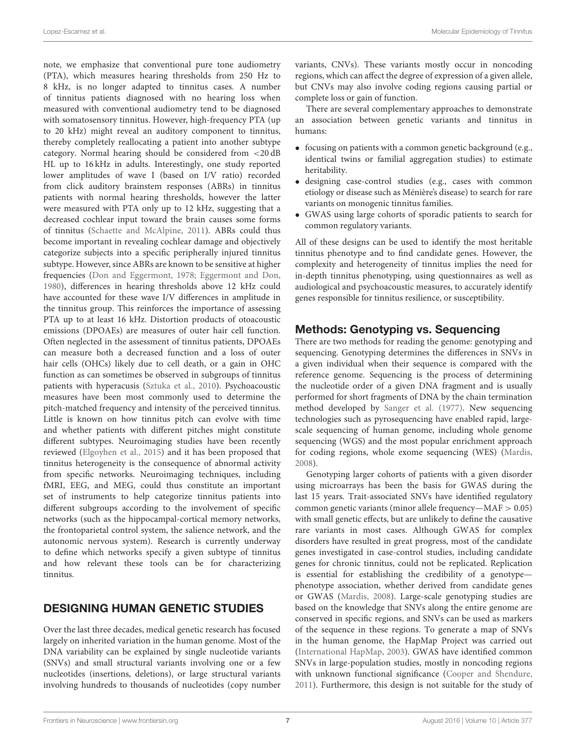note, we emphasize that conventional pure tone audiometry (PTA), which measures hearing thresholds from 250 Hz to 8 kHz, is no longer adapted to tinnitus cases. A number of tinnitus patients diagnosed with no hearing loss when measured with conventional audiometry tend to be diagnosed with somatosensory tinnitus. However, high-frequency PTA (up to 20 kHz) might reveal an auditory component to tinnitus, thereby completely reallocating a patient into another subtype category. Normal hearing should be considered from <20 dB HL up to 16 kHz in adults. Interestingly, one study reported lower amplitudes of wave I (based on I/V ratio) recorded from click auditory brainstem responses (ABRs) in tinnitus patients with normal hearing thresholds, however the latter were measured with PTA only up to 12 kHz, suggesting that a decreased cochlear input toward the brain causes some forms of tinnitus (Schaette and McAlpine, 2011). ABRs could thus become important in revealing cochlear damage and objectively categorize subjects into a specific peripherally injured tinnitus subtype. However, since ABRs are known to be sensitive at higher frequencies (Don and Eggermont, 1978; Eggermont and Don, 1980), differences in hearing thresholds above 12 kHz could have accounted for these wave I/V differences in amplitude in the tinnitus group. This reinforces the importance of assessing PTA up to at least 16 kHz. Distortion products of otoacoustic emissions (DPOAEs) are measures of outer hair cell function. Often neglected in the assessment of tinnitus patients, DPOAEs can measure both a decreased function and a loss of outer hair cells (OHCs) likely due to cell death, or a gain in OHC function as can sometimes be observed in subgroups of tinnitus patients with hyperacusis (Sztuka et al., 2010). Psychoacoustic measures have been most commonly used to determine the pitch-matched frequency and intensity of the perceived tinnitus. Little is known on how tinnitus pitch can evolve with time and whether patients with different pitches might constitute different subtypes. Neuroimaging studies have been recently reviewed (Elgoyhen et al., 2015) and it has been proposed that tinnitus heterogeneity is the consequence of abnormal activity from specific networks. Neuroimaging techniques, including fMRI, EEG, and MEG, could thus constitute an important set of instruments to help categorize tinnitus patients into different subgroups according to the involvement of specific networks (such as the hippocampal-cortical memory networks, the frontoparietal control system, the salience network, and the autonomic nervous system). Research is currently underway to define which networks specify a given subtype of tinnitus and how relevant these tools can be for characterizing tinnitus.

## DESIGNING HUMAN GENETIC STUDIES

Over the last three decades, medical genetic research has focused largely on inherited variation in the human genome. Most of the DNA variability can be explained by single nucleotide variants (SNVs) and small structural variants involving one or a few nucleotides (insertions, deletions), or large structural variants involving hundreds to thousands of nucleotides (copy number variants, CNVs). These variants mostly occur in noncoding regions, which can affect the degree of expression of a given allele, but CNVs may also involve coding regions causing partial or complete loss or gain of function.

There are several complementary approaches to demonstrate an association between genetic variants and tinnitus in humans:

- focusing on patients with a common genetic background (e.g., identical twins or familial aggregation studies) to estimate heritability.
- designing case-control studies (e.g., cases with common etiology or disease such as Ménière's disease) to search for rare variants on monogenic tinnitus families.
- GWAS using large cohorts of sporadic patients to search for common regulatory variants.

All of these designs can be used to identify the most heritable tinnitus phenotype and to find candidate genes. However, the complexity and heterogeneity of tinnitus implies the need for in-depth tinnitus phenotyping, using questionnaires as well as audiological and psychoacoustic measures, to accurately identify genes responsible for tinnitus resilience, or susceptibility.

### Methods: Genotyping vs. Sequencing

There are two methods for reading the genome: genotyping and sequencing. Genotyping determines the differences in SNVs in a given individual when their sequence is compared with the reference genome. Sequencing is the process of determining the nucleotide order of a given DNA fragment and is usually performed for short fragments of DNA by the chain termination method developed by Sanger et al. (1977). New sequencing technologies such as pyrosequencing have enabled rapid, large-scale sequencing of human genome, including whole genome sequencing (WGS) and the most popular enrichment approach for coding regions, whole exome sequencing (WES) (Mardis, 2008).

Genotyping larger cohorts of patients with a given disorder using microarrays has been the basis for GWAS during the last 15 years. Trait-associated SNVs have identified regulatory common genetic variants (minor allele frequency—MAF > 0.05) with small genetic effects, but are unlikely to define the causative rare variants in most cases. Although GWAS for complex disorders have resulted in great progress, most of the candidate genes investigated in case-control studies, including candidate genes for chronic tinnitus, could not be replicated. Replication is essential for establishing the credibility of a genotype—phenotype association, whether derived from candidate genes or GWAS (Mardis, 2008). Large-scale genotyping studies are based on the knowledge that SNVs along the entire genome are conserved in specific regions, and SNVs can be used as markers of the sequence in these regions. To generate a map of SNVs in the human genome, the HapMap Project was carried out (International HapMap, 2003). GWAS have identified common SNVs in large-population studies, mostly in noncoding regions with unknown functional significance (Cooper and Shendure, 2011). Furthermore, this design is not suitable for the study of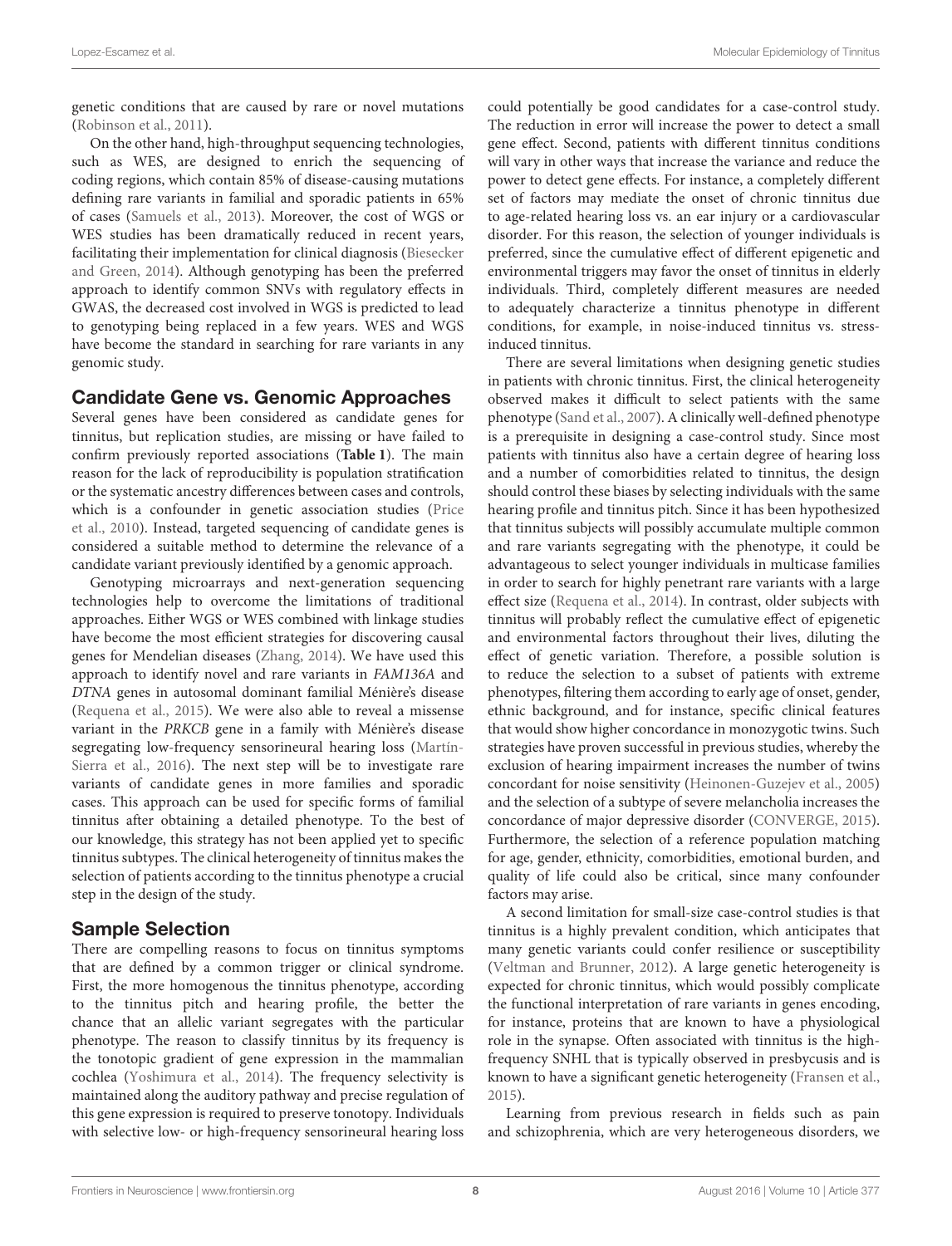genetic conditions that are caused by rare or novel mutations (Robinson et al., 2011).

On the other hand, high-throughput sequencing technologies, such as WES, are designed to enrich the sequencing of coding regions, which contain 85% of disease-causing mutations defining rare variants in familial and sporadic patients in 65% of cases (Samuels et al., 2013). Moreover, the cost of WGS or WES studies has been dramatically reduced in recent years, facilitating their implementation for clinical diagnosis (Biesecker and Green, 2014). Although genotyping has been the preferred approach to identify common SNVs with regulatory effects in GWAS, the decreased cost involved in WGS is predicted to lead to genotyping being replaced in a few years. WES and WGS have become the standard in searching for rare variants in any genomic study.

## Candidate Gene vs. Genomic Approaches

Several genes have been considered as candidate genes for tinnitus, but replication studies, are missing or have failed to confirm previously reported associations (**Table 1**). The main reason for the lack of reproducibility is population stratification or the systematic ancestry differences between cases and controls, which is a confounder in genetic association studies (Price et al., 2010). Instead, targeted sequencing of candidate genes is considered a suitable method to determine the relevance of a candidate variant previously identified by a genomic approach.

Genotyping microarrays and next-generation sequencing technologies help to overcome the limitations of traditional approaches. Either WGS or WES combined with linkage studies have become the most efficient strategies for discovering causal genes for Mendelian diseases (Zhang, 2014). We have used this approach to identify novel and rare variants in *FAM136A* and *DTNA* genes in autosomal dominant familial Ménière's disease (Requena et al., 2015). We were also able to reveal a missense variant in the *PRKCB* gene in a family with Ménière's disease segregating low-frequency sensorineural hearing loss (Martín-Sierra et al., 2016). The next step will be to investigate rare variants of candidate genes in more families and sporadic cases. This approach can be used for specific forms of familial tinnitus after obtaining a detailed phenotype. To the best of our knowledge, this strategy has not been applied yet to specific tinnitus subtypes. The clinical heterogeneity of tinnitus makes the selection of patients according to the tinnitus phenotype a crucial step in the design of the study.

## Sample Selection

There are compelling reasons to focus on tinnitus symptoms that are defined by a common trigger or clinical syndrome. First, the more homogenous the tinnitus phenotype, according to the tinnitus pitch and hearing profile, the better the chance that an allelic variant segregates with the particular phenotype. The reason to classify tinnitus by its frequency is the tonotopic gradient of gene expression in the mammalian cochlea (Yoshimura et al., 2014). The frequency selectivity is maintained along the auditory pathway and precise regulation of this gene expression is required to preserve tonotopy. Individuals with selective low- or high-frequency sensorineural hearing loss could potentially be good candidates for a case-control study. The reduction in error will increase the power to detect a small gene effect. Second, patients with different tinnitus conditions will vary in other ways that increase the variance and reduce the power to detect gene effects. For instance, a completely different set of factors may mediate the onset of chronic tinnitus due to age-related hearing loss vs. an ear injury or a cardiovascular disorder. For this reason, the selection of younger individuals is preferred, since the cumulative effect of different epigenetic and environmental triggers may favor the onset of tinnitus in elderly individuals. Third, completely different measures are needed to adequately characterize a tinnitus phenotype in different conditions, for example, in noise-induced tinnitus vs. stress-induced tinnitus.

There are several limitations when designing genetic studies in patients with chronic tinnitus. First, the clinical heterogeneity observed makes it difficult to select patients with the same phenotype (Sand et al., 2007). A clinically well-defined phenotype is a prerequisite in designing a case-control study. Since most patients with tinnitus also have a certain degree of hearing loss and a number of comorbidities related to tinnitus, the design should control these biases by selecting individuals with the same hearing profile and tinnitus pitch. Since it has been hypothesized that tinnitus subjects will possibly accumulate multiple common and rare variants segregating with the phenotype, it could be advantageous to select younger individuals in multicase families in order to search for highly penetrant rare variants with a large effect size (Requena et al., 2014). In contrast, older subjects with tinnitus will probably reflect the cumulative effect of epigenetic and environmental factors throughout their lives, diluting the effect of genetic variation. Therefore, a possible solution is to reduce the selection to a subset of patients with extreme phenotypes, filtering them according to early age of onset, gender, ethnic background, and for instance, specific clinical features that would show higher concordance in monozygotic twins. Such strategies have proven successful in previous studies, whereby the exclusion of hearing impairment increases the number of twins concordant for noise sensitivity (Heinonen-Guzejev et al., 2005) and the selection of a subtype of severe melancholia increases the concordance of major depressive disorder (CONVERGE, 2015). Furthermore, the selection of a reference population matching for age, gender, ethnicity, comorbidities, emotional burden, and quality of life could also be critical, since many confounder factors may arise.

A second limitation for small-size case-control studies is that tinnitus is a highly prevalent condition, which anticipates that many genetic variants could confer resilience or susceptibility (Veltman and Brunner, 2012). A large genetic heterogeneity is expected for chronic tinnitus, which would possibly complicate the functional interpretation of rare variants in genes encoding, for instance, proteins that are known to have a physiological role in the synapse. Often associated with tinnitus is the high-frequency SNHL that is typically observed in presbycusis and is known to have a significant genetic heterogeneity (Fransen et al., 2015).

Learning from previous research in fields such as pain and schizophrenia, which are very heterogeneous disorders, we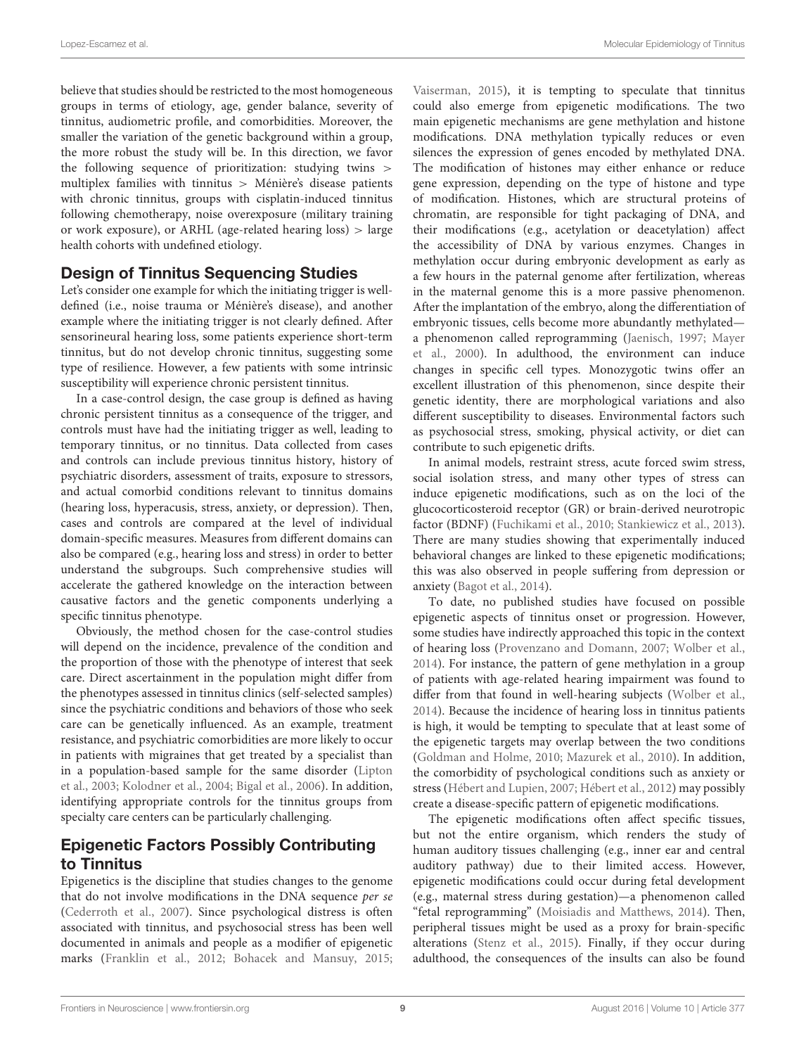believe that studies should be restricted to the most homogeneous groups in terms of etiology, age, gender balance, severity of tinnitus, audiometric profile, and comorbidities. Moreover, the smaller the variation of the genetic background within a group, the more robust the study will be. In this direction, we favor the following sequence of prioritization: studying twins > multiplex families with tinnitus > Ménière's disease patients with chronic tinnitus, groups with cisplatin-induced tinnitus following chemotherapy, noise overexposure (military training or work exposure), or ARHL (age-related hearing loss) > large health cohorts with undefined etiology.

## Design of Tinnitus Sequencing Studies

Let's consider one example for which the initiating trigger is well-defined (i.e., noise trauma or Ménière's disease), and another example where the initiating trigger is not clearly defined. After sensorineural hearing loss, some patients experience short-term tinnitus, but do not develop chronic tinnitus, suggesting some type of resilience. However, a few patients with some intrinsic susceptibility will experience chronic persistent tinnitus.

In a case-control design, the case group is defined as having chronic persistent tinnitus as a consequence of the trigger, and controls must have had the initiating trigger as well, leading to temporary tinnitus, or no tinnitus. Data collected from cases and controls can include previous tinnitus history, history of psychiatric disorders, assessment of traits, exposure to stressors, and actual comorbid conditions relevant to tinnitus domains (hearing loss, hyperacusis, stress, anxiety, or depression). Then, cases and controls are compared at the level of individual domain-specific measures. Measures from different domains can also be compared (e.g., hearing loss and stress) in order to better understand the subgroups. Such comprehensive studies will accelerate the gathered knowledge on the interaction between causative factors and the genetic components underlying a specific tinnitus phenotype.

Obviously, the method chosen for the case-control studies will depend on the incidence, prevalence of the condition and the proportion of those with the phenotype of interest that seek care. Direct ascertainment in the population might differ from the phenotypes assessed in tinnitus clinics (self-selected samples) since the psychiatric conditions and behaviors of those who seek care can be genetically influenced. As an example, treatment resistance, and psychiatric comorbidities are more likely to occur in patients with migraines that get treated by a specialist than in a population-based sample for the same disorder (Lipton et al., 2003; Kolodner et al., 2004; Bigal et al., 2006). In addition, identifying appropriate controls for the tinnitus groups from specialty care centers can be particularly challenging.

## Epigenetic Factors Possibly Contributing to Tinnitus

Epigenetics is the discipline that studies changes to the genome that do not involve modifications in the DNA sequence *per se* (Cederroth et al., 2007). Since psychological distress is often associated with tinnitus, and psychosocial stress has been well documented in animals and people as a modifier of epigenetic marks (Franklin et al., 2012; Bohacek and Mansuy, 2015; Vaiserman, 2015), it is tempting to speculate that tinnitus could also emerge from epigenetic modifications. The two main epigenetic mechanisms are gene methylation and histone modifications. DNA methylation typically reduces or even silences the expression of genes encoded by methylated DNA. The modification of histones may either enhance or reduce gene expression, depending on the type of histone and type of modification. Histones, which are structural proteins of chromatin, are responsible for tight packaging of DNA, and their modifications (e.g., acetylation or deacetylation) affect the accessibility of DNA by various enzymes. Changes in methylation occur during embryonic development as early as a few hours in the paternal genome after fertilization, whereas in the maternal genome this is a more passive phenomenon. After the implantation of the embryo, along the differentiation of embryonic tissues, cells become more abundantly methylated—a phenomenon called reprogramming (Jaenisch, 1997; Mayer et al., 2000). In adulthood, the environment can induce changes in specific cell types. Monozygotic twins offer an excellent illustration of this phenomenon, since despite their genetic identity, there are morphological variations and also different susceptibility to diseases. Environmental factors such as psychosocial stress, smoking, physical activity, or diet can contribute to such epigenetic drifts.

In animal models, restraint stress, acute forced swim stress, social isolation stress, and many other types of stress can induce epigenetic modifications, such as on the loci of the glucocorticosteroid receptor (GR) or brain-derived neurotropic factor (BDNF) (Fuchikami et al., 2010; Stankiewicz et al., 2013). There are many studies showing that experimentally induced behavioral changes are linked to these epigenetic modifications; this was also observed in people suffering from depression or anxiety (Bagot et al., 2014).

To date, no published studies have focused on possible epigenetic aspects of tinnitus onset or progression. However, some studies have indirectly approached this topic in the context of hearing loss (Provenzano and Domann, 2007; Wolber et al., 2014). For instance, the pattern of gene methylation in a group of patients with age-related hearing impairment was found to differ from that found in well-hearing subjects (Wolber et al., 2014). Because the incidence of hearing loss in tinnitus patients is high, it would be tempting to speculate that at least some of the epigenetic targets may overlap between the two conditions (Goldman and Holme, 2010; Mazurek et al., 2010). In addition, the comorbidity of psychological conditions such as anxiety or stress (Hébert and Lupien, 2007; Hébert et al., 2012) may possibly create a disease-specific pattern of epigenetic modifications.

The epigenetic modifications often affect specific tissues, but not the entire organism, which renders the study of human auditory tissues challenging (e.g., inner ear and central auditory pathway) due to their limited access. However, epigenetic modifications could occur during fetal development (e.g., maternal stress during gestation)—a phenomenon called "fetal reprogramming" (Moisiadis and Matthews, 2014). Then, peripheral tissues might be used as a proxy for brain-specific alterations (Stenz et al., 2015). Finally, if they occur during adulthood, the consequences of the insults can also be found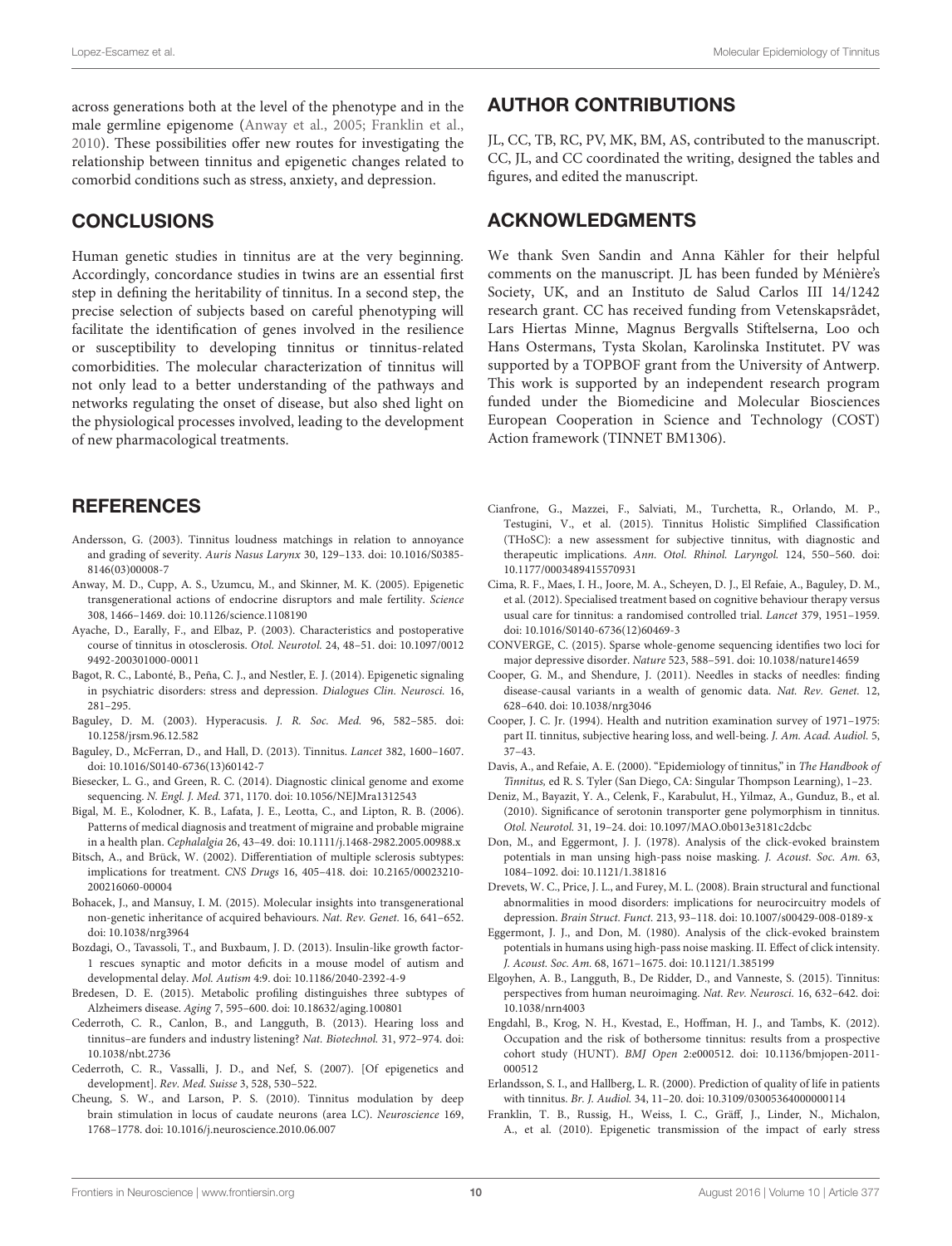across generations both at the level of the phenotype and in the male germline epigenome (Anway et al., 2005; Franklin et al., 2010). These possibilities offer new routes for investigating the relationship between tinnitus and epigenetic changes related to comorbid conditions such as stress, anxiety, and depression.

## CONCLUSIONS

Human genetic studies in tinnitus are at the very beginning. Accordingly, concordance studies in twins are an essential first step in defining the heritability of tinnitus. In a second step, the precise selection of subjects based on careful phenotyping will facilitate the identification of genes involved in the resilience or susceptibility to developing tinnitus or tinnitus-related comorbidities. The molecular characterization of tinnitus will not only lead to a better understanding of the pathways and networks regulating the onset of disease, but also shed light on the physiological processes involved, leading to the development of new pharmacological treatments.

## AUTHOR CONTRIBUTIONS

JL, CC, TB, RC, PV, MK, BM, AS, contributed to the manuscript. CC, JL, and CC coordinated the writing, designed the tables and figures, and edited the manuscript.

## ACKNOWLEDGMENTS

We thank Sven Sandin and Anna Kähler for their helpful comments on the manuscript. JL has been funded by Ménière's Society, UK, and an Instituto de Salud Carlos III 14/1242 research grant. CC has received funding from Vetenskapsrådet, Lars Hiertas Minne, Magnus Bergvalls Stiftelserna, Loo och Hans Ostermans, Tysta Skolan, Karolinska Institutet. PV was supported by a TOPBOF grant from the University of Antwerp. This work is supported by an independent research program funded under the Biomedicine and Molecular Biosciences European Cooperation in Science and Technology (COST) Action framework (TINNET BM1306).

## REFERENCES

Andersson, G. (2003). Tinnitus loudness matchings in relation to annoyance and grading of severity. *Auris Nasus Larynx* 30, 129–133. doi: 10.1016/S0385-8146(03)00008-7

Anway, M. D., Cupp, A. S., Uzumcu, M., and Skinner, M. K. (2005). Epigenetic transgenerational actions of endocrine disruptors and male fertility. *Science* 308, 1466–1469. doi: 10.1126/science.1108190

Ayache, D., Earally, F., and Elbaz, P. (2003). Characteristics and postoperative course of tinnitus in otosclerosis. *Otol. Neurotol.* 24, 48–51. doi: 10.1097/00129492-200301000-00011

Bagot, R. C., Labonté, B., Peña, C. J., and Nestler, E. J. (2014). Epigenetic signaling in psychiatric disorders: stress and depression. *Dialogues Clin. Neurosci.* 16, 281–295.

Baguley, D. M. (2003). Hyperacusis. *J. R. Soc. Med.* 96, 582–585. doi: 10.1258/jrsm.96.12.582

Baguley, D., McFerran, D., and Hall, D. (2013). Tinnitus. *Lancet* 382, 1600–1607. doi: 10.1016/S0140-6736(13)60142-7

Biesecker, L. G., and Green, R. C. (2014). Diagnostic clinical genome and exome sequencing. *N. Engl. J. Med.* 371, 1170. doi: 10.1056/NEJMra1312543

Bigal, M. E., Kolodner, K. B., Lafata, J. E., Leotta, C., and Lipton, R. B. (2006). Patterns of medical diagnosis and treatment of migraine and probable migraine in a health plan. *Cephalalgia* 26, 43–49. doi: 10.1111/j.1468-2982.2005.00988.x

Bitsch, A., and Brück, W. (2002). Differentiation of multiple sclerosis subtypes: implications for treatment. *CNS Drugs* 16, 405–418. doi: 10.2165/00023210-200216060-00004

Bohacek, J., and Mansuy, I. M. (2015). Molecular insights into transgenerational non-genetic inheritance of acquired behaviours. *Nat. Rev. Genet.* 16, 641–652. doi: 10.1038/nrg3964

Bozdagi, O., Tavassoli, T., and Buxbaum, J. D. (2013). Insulin-like growth factor-1 rescues synaptic and motor deficits in a mouse model of autism and developmental delay. *Mol. Autism* 4:9. doi: 10.1186/2040-2392-4-9

Bredesen, D. E. (2015). Metabolic profiling distinguishes three subtypes of Alzheimers disease. *Aging* 7, 595–600. doi: 10.18632/aging.100801

Cederroth, C. R., Canlon, B., and Langguth, B. (2013). Hearing loss and tinnitus–are funders and industry listening? *Nat. Biotechnol.* 31, 972–974. doi: 10.1038/nbt.2736

Cederroth, C. R., Vassalli, J. D., and Nef, S. (2007). [Of epigenetics and development]. *Rev. Med. Suisse* 3, 528, 530–522.

Cheung, S. W., and Larson, P. S. (2010). Tinnitus modulation by deep brain stimulation in locus of caudate neurons (area LC). *Neuroscience* 169, 1768–1778. doi: 10.1016/j.neuroscience.2010.06.007

Cianfrone, G., Mazzei, F., Salviati, M., Turchetta, R., Orlando, M. P., Testugini, V., et al. (2015). Tinnitus Holistic Simplified Classification (THoSC): a new assessment for subjective tinnitus, with diagnostic and therapeutic implications. *Ann. Otol. Rhinol. Laryngol.* 124, 550–560. doi: 10.1177/0003489415570931

Cima, R. F., Maes, I. H., Joore, M. A., Scheyen, D. J., El Refaie, A., Baguley, D. M., et al. (2012). Specialised treatment based on cognitive behaviour therapy versus usual care for tinnitus: a randomised controlled trial. *Lancet* 379, 1951–1959. doi: 10.1016/S0140-6736(12)60469-3

CONVERGE, C. (2015). Sparse whole-genome sequencing identifies two loci for major depressive disorder. *Nature* 523, 588–591. doi: 10.1038/nature14659

Cooper, G. M., and Shendure, J. (2011). Needles in stacks of needles: finding disease-causal variants in a wealth of genomic data. *Nat. Rev. Genet.* 12, 628–640. doi: 10.1038/nrg3046

Cooper, J. C. Jr. (1994). Health and nutrition examination survey of 1971–1975: part II. tinnitus, subjective hearing loss, and well-being. *J. Am. Acad. Audiol.* 5, 37–43.

Davis, A., and Refaie, A. E. (2000). "Epidemiology of tinnitus," in *The Handbook of Tinnitus,* ed R. S. Tyler (San Diego, CA: Singular Thompson Learning), 1–23.

Deniz, M., Bayazit, Y. A., Celenk, F., Karabulut, H., Yilmaz, A., Gunduz, B., et al. (2010). Significance of serotonin transporter gene polymorphism in tinnitus. *Otol. Neurotol.* 31, 19–24. doi: 10.1097/MAO.0b013e3181c2dcbc

Don, M., and Eggermont, J. J. (1978). Analysis of the click-evoked brainstem potentials in man unsing high-pass noise masking. *J. Acoust. Soc. Am.* 63, 1084–1092. doi: 10.1121/1.381816

Drevets, W. C., Price, J. L., and Furey, M. L. (2008). Brain structural and functional abnormalities in mood disorders: implications for neurocircuitry models of depression. *Brain Struct. Funct.* 213, 93–118. doi: 10.1007/s00429-008-0189-x

Eggermont, J. J., and Don, M. (1980). Analysis of the click-evoked brainstem potentials in humans using high-pass noise masking. II. Effect of click intensity. *J. Acoust. Soc. Am.* 68, 1671–1675. doi: 10.1121/1.385199

Elgoyhen, A. B., Langguth, B., De Ridder, D., and Vanneste, S. (2015). Tinnitus: perspectives from human neuroimaging. *Nat. Rev. Neurosci.* 16, 632–642. doi: 10.1038/nrn4003

Engdahl, B., Krog, N. H., Kvestad, E., Hoffman, H. J., and Tambs, K. (2012). Occupation and the risk of bothersome tinnitus: results from a prospective cohort study (HUNT). *BMJ Open* 2:e000512. doi: 10.1136/bmjopen-2011-000512

Erlandsson, S. I., and Hallberg, L. R. (2000). Prediction of quality of life in patients with tinnitus. *Br. J. Audiol.* 34, 11–20. doi: 10.3109/03005364000000114

Franklin, T. B., Russig, H., Weiss, I. C., Gräff, J., Linder, N., Michalon, A., et al. (2010). Epigenetic transmission of the impact of early stress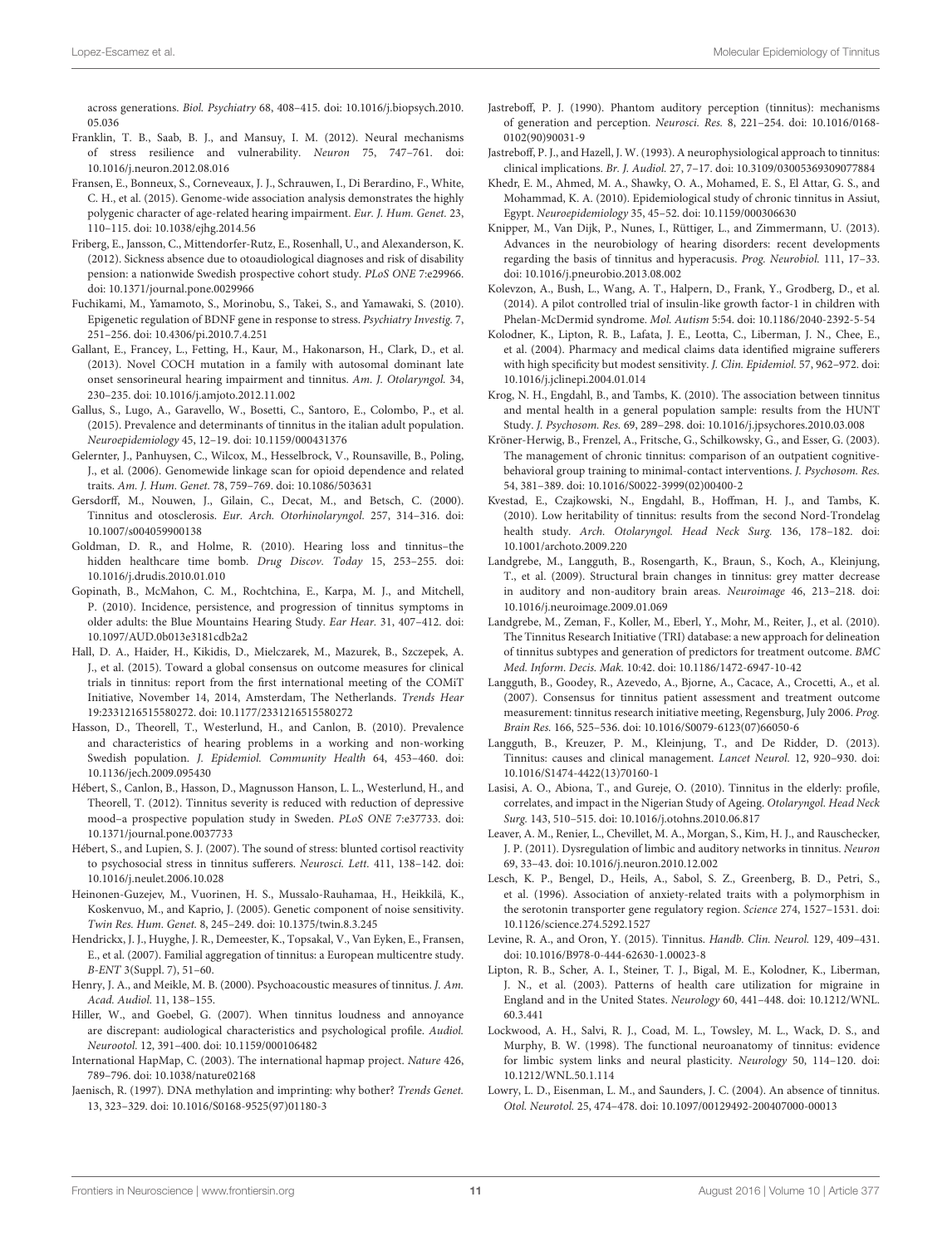across generations. *Biol. Psychiatry* 68, 408–415. doi: 10.1016/j.biopsych.2010.05.036

Franklin, T. B., Saab, B. J., and Mansuy, I. M. (2012). Neural mechanisms of stress resilience and vulnerability. *Neuron* 75, 747–761. doi: 10.1016/j.neuron.2012.08.016

Fransen, E., Bonneux, S., Corneveaux, J. J., Schrauwen, I., Di Berardino, F., White, C. H., et al. (2015). Genome-wide association analysis demonstrates the highly polygenic character of age-related hearing impairment. *Eur. J. Hum. Genet.* 23, 110–115. doi: 10.1038/ejhg.2014.56

Friberg, E., Jansson, C., Mittendorfer-Rutz, E., Rosenhall, U., and Alexanderson, K. (2012). Sickness absence due to otoaudiological diagnoses and risk of disability pension: a nationwide Swedish prospective cohort study. *PLoS ONE* 7:e29966. doi: 10.1371/journal.pone.0029966

Fuchikami, M., Yamamoto, S., Morinobu, S., Takei, S., and Yamawaki, S. (2010). Epigenetic regulation of BDNF gene in response to stress. *Psychiatry Investig.* 7, 251–256. doi: 10.4306/pi.2010.7.4.251

Gallant, E., Francey, L., Fetting, H., Kaur, M., Hakonarson, H., Clark, D., et al. (2013). Novel COCH mutation in a family with autosomal dominant late onset sensorineural hearing impairment and tinnitus. *Am. J. Otolaryngol.* 34, 230–235. doi: 10.1016/j.amjoto.2012.11.002

Gallus, S., Lugo, A., Garavello, W., Bosetti, C., Santoro, E., Colombo, P., et al. (2015). Prevalence and determinants of tinnitus in the italian adult population. *Neuroepidemiology* 45, 12–19. doi: 10.1159/000431376

Gelernter, J., Panhuysen, C., Wilcox, M., Hesselbrock, V., Rounsaville, B., Poling, J., et al. (2006). Genomewide linkage scan for opioid dependence and related traits. *Am. J. Hum. Genet.* 78, 759–769. doi: 10.1086/503631

Gersdorff, M., Nouwen, J., Gilain, C., Decat, M., and Betsch, C. (2000). Tinnitus and otosclerosis. *Eur. Arch. Otorhinolaryngol.* 257, 314–316. doi: 10.1007/s004059900138

Goldman, D. R., and Holme, R. (2010). Hearing loss and tinnitus–the hidden healthcare time bomb. *Drug Discov. Today* 15, 253–255. doi: 10.1016/j.drudis.2010.01.010

Gopinath, B., McMahon, C. M., Rochtchina, E., Karpa, M. J., and Mitchell, P. (2010). Incidence, persistence, and progression of tinnitus symptoms in older adults: the Blue Mountains Hearing Study. *Ear Hear.* 31, 407–412. doi: 10.1097/AUD.0b013e3181cdb2a2

Hall, D. A., Haider, H., Kikidis, D., Mielczarek, M., Mazurek, B., Szczepek, A. J., et al. (2015). Toward a global consensus on outcome measures for clinical trials in tinnitus: report from the first international meeting of the COMiT Initiative, November 14, 2014, Amsterdam, The Netherlands. *Trends Hear* 19:2331216515580272. doi: 10.1177/2331216515580272

Hasson, D., Theorell, T., Westerlund, H., and Canlon, B. (2010). Prevalence and characteristics of hearing problems in a working and non-working Swedish population. *J. Epidemiol. Community Health* 64, 453–460. doi: 10.1136/jech.2009.095430

Hébert, S., Canlon, B., Hasson, D., Magnusson Hanson, L. L., Westerlund, H., and Theorell, T. (2012). Tinnitus severity is reduced with reduction of depressive mood–a prospective population study in Sweden. *PLoS ONE* 7:e37733. doi: 10.1371/journal.pone.0037733

Hébert, S., and Lupien, S. J. (2007). The sound of stress: blunted cortisol reactivity to psychosocial stress in tinnitus sufferers. *Neurosci. Lett.* 411, 138–142. doi: 10.1016/j.neulet.2006.10.028

Heinonen-Guzejev, M., Vuorinen, H. S., Mussalo-Rauhamaa, H., Heikkilä, K., Koskenvuo, M., and Kaprio, J. (2005). Genetic component of noise sensitivity. *Twin Res. Hum. Genet.* 8, 245–249. doi: 10.1375/twin.8.3.245

Hendrickx, J. J., Huyghe, J. R., Demeester, K., Topsakal, V., Van Eyken, E., Fransen, E., et al. (2007). Familial aggregation of tinnitus: a European multicentre study. *B-ENT* 3(Suppl. 7), 51–60.

Henry, J. A., and Meikle, M. B. (2000). Psychoacoustic measures of tinnitus. *J. Am. Acad. Audiol.* 11, 138–155.

Hiller, W., and Goebel, G. (2007). When tinnitus loudness and annoyance are discrepant: audiological characteristics and psychological profile. *Audiol. Neurootol.* 12, 391–400. doi: 10.1159/000106482

International HapMap, C. (2003). The international hapmap project. *Nature* 426, 789–796. doi: 10.1038/nature02168

Jaenisch, R. (1997). DNA methylation and imprinting: why bother? *Trends Genet.* 13, 323–329. doi: 10.1016/S0168-9525(97)01180-3

Jastreboff, P. J. (1990). Phantom auditory perception (tinnitus): mechanisms of generation and perception. *Neurosci. Res.* 8, 221–254. doi: 10.1016/0168-0102(90)90031-9

Jastreboff, P. J., and Hazell, J. W. (1993). A neurophysiological approach to tinnitus: clinical implications. *Br. J. Audiol.* 27, 7–17. doi: 10.3109/03005369309077884

Khedr, E. M., Ahmed, M. A., Shawky, O. A., Mohamed, E. S., El Attar, G. S., and Mohammad, K. A. (2010). Epidemiological study of chronic tinnitus in Assiut, Egypt. *Neuroepidemiology* 35, 45–52. doi: 10.1159/000306630

Knipper, M., Van Dijk, P., Nunes, I., Rüttiger, L., and Zimmermann, U. (2013). Advances in the neurobiology of hearing disorders: recent developments regarding the basis of tinnitus and hyperacusis. *Prog. Neurobiol.* 111, 17–33. doi: 10.1016/j.pneurobio.2013.08.002

Kolevzon, A., Bush, L., Wang, A. T., Halpern, D., Frank, Y., Grodberg, D., et al. (2014). A pilot controlled trial of insulin-like growth factor-1 in children with Phelan-McDermid syndrome. *Mol. Autism* 5:54. doi: 10.1186/2040-2392-5-54

Kolodner, K., Lipton, R. B., Lafata, J. E., Leotta, C., Liberman, J. N., Chee, E., et al. (2004). Pharmacy and medical claims data identified migraine sufferers with high specificity but modest sensitivity. *J. Clin. Epidemiol.* 57, 962–972. doi: 10.1016/j.jclinepi.2004.01.014

Krog, N. H., Engdahl, B., and Tambs, K. (2010). The association between tinnitus and mental health in a general population sample: results from the HUNT Study. *J. Psychosom. Res.* 69, 289–298. doi: 10.1016/j.jpsychores.2010.03.008

Kröner-Herwig, B., Frenzel, A., Fritsche, G., Schilkowsky, G., and Esser, G. (2003). The management of chronic tinnitus: comparison of an outpatient cognitive-behavioral group training to minimal-contact interventions. *J. Psychosom. Res.* 54, 381–389. doi: 10.1016/S0022-3999(02)00400-2

Kvestad, E., Czajkowski, N., Engdahl, B., Hoffman, H. J., and Tambs, K. (2010). Low heritability of tinnitus: results from the second Nord-Trondelag health study. *Arch. Otolaryngol. Head Neck Surg.* 136, 178–182. doi: 10.1001/archoto.2009.220

Landgrebe, M., Langguth, B., Rosengarth, K., Braun, S., Koch, A., Kleinjung, T., et al. (2009). Structural brain changes in tinnitus: grey matter decrease in auditory and non-auditory brain areas. *Neuroimage* 46, 213–218. doi: 10.1016/j.neuroimage.2009.01.069

Landgrebe, M., Zeman, F., Koller, M., Eberl, Y., Mohr, M., Reiter, J., et al. (2010). The Tinnitus Research Initiative (TRI) database: a new approach for delineation of tinnitus subtypes and generation of predictors for treatment outcome. *BMC Med. Inform. Decis. Mak.* 10:42. doi: 10.1186/1472-6947-10-42

Langguth, B., Goodey, R., Azevedo, A., Bjorne, A., Cacace, A., Crocetti, A., et al. (2007). Consensus for tinnitus patient assessment and treatment outcome measurement: tinnitus research initiative meeting, Regensburg, July 2006. *Prog. Brain Res.* 166, 525–536. doi: 10.1016/S0079-6123(07)66050-6

Langguth, B., Kreuzer, P. M., Kleinjung, T., and De Ridder, D. (2013). Tinnitus: causes and clinical management. *Lancet Neurol.* 12, 920–930. doi: 10.1016/S1474-4422(13)70160-1

Lasisi, A. O., Abiona, T., and Gureje, O. (2010). Tinnitus in the elderly: profile, correlates, and impact in the Nigerian Study of Ageing. *Otolaryngol. Head Neck Surg.* 143, 510–515. doi: 10.1016/j.otohns.2010.06.817

Leaver, A. M., Renier, L., Chevillet, M. A., Morgan, S., Kim, H. J., and Rauschecker, J. P. (2011). Dysregulation of limbic and auditory networks in tinnitus. *Neuron* 69, 33–43. doi: 10.1016/j.neuron.2010.12.002

Lesch, K. P., Bengel, D., Heils, A., Sabol, S. Z., Greenberg, B. D., Petri, S., et al. (1996). Association of anxiety-related traits with a polymorphism in the serotonin transporter gene regulatory region. *Science* 274, 1527–1531. doi: 10.1126/science.274.5292.1527

Levine, R. A., and Oron, Y. (2015). Tinnitus. *Handb. Clin. Neurol.* 129, 409–431. doi: 10.1016/B978-0-444-62630-1.00023-8

Lipton, R. B., Scher, A. I., Steiner, T. J., Bigal, M. E., Kolodner, K., Liberman, J. N., et al. (2003). Patterns of health care utilization for migraine in England and in the United States. *Neurology* 60, 441–448. doi: 10.1212/WNL.60.3.441

Lockwood, A. H., Salvi, R. J., Coad, M. L., Towsley, M. L., Wack, D. S., and Murphy, B. W. (1998). The functional neuroanatomy of tinnitus: evidence for limbic system links and neural plasticity. *Neurology* 50, 114–120. doi: 10.1212/WNL.50.1.114

Lowry, L. D., Eisenman, L. M., and Saunders, J. C. (2004). An absence of tinnitus. *Otol. Neurotol.* 25, 474–478. doi: 10.1097/00129492-200407000-00013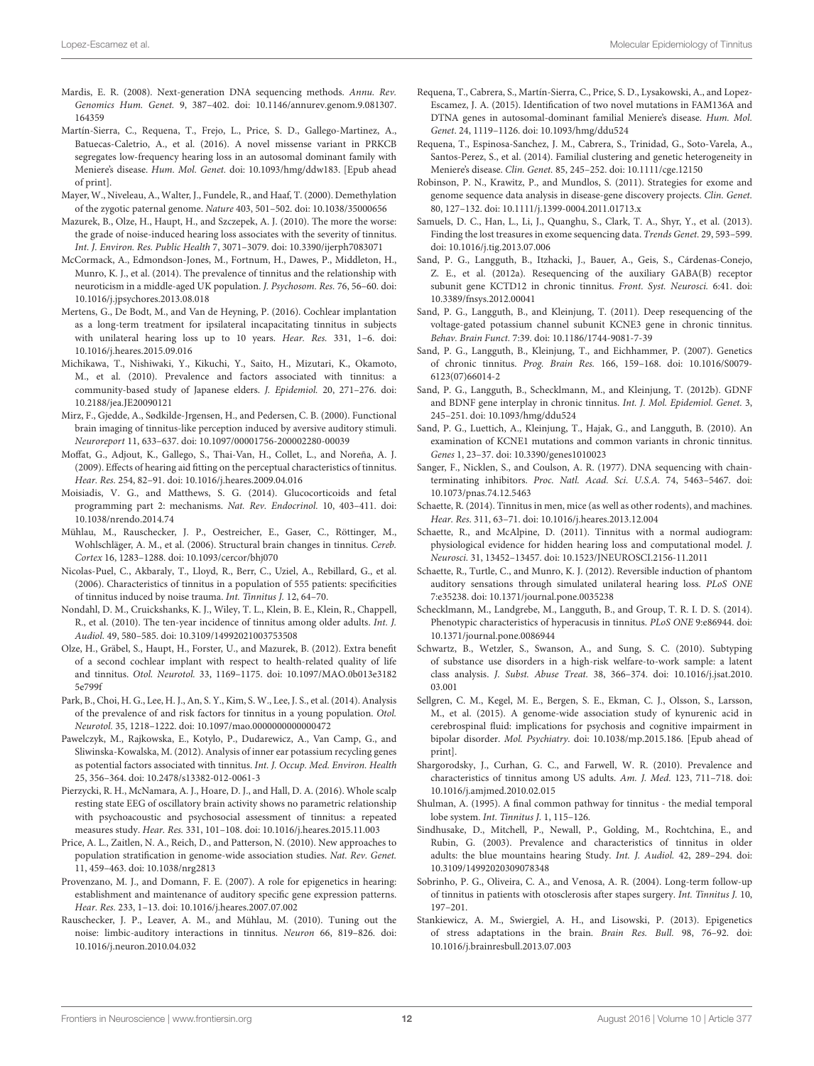Mardis, E. R. (2008). Next-generation DNA sequencing methods. *Annu. Rev. Genomics Hum. Genet.* 9, 387–402. doi: 10.1146/annurev.genom.9.081307.164359

Martín-Sierra, C., Requena, T., Frejo, L., Price, S. D., Gallego-Martinez, A., Batuecas-Caletrio, A., et al. (2016). A novel missense variant in PRKCB segregates low-frequency hearing loss in an autosomal dominant family with Meniere's disease. *Hum. Mol. Genet.* doi: 10.1093/hmg/ddw183. [Epub ahead of print].

Mayer, W., Niveleau, A., Walter, J., Fundele, R., and Haaf, T. (2000). Demethylation of the zygotic paternal genome. *Nature* 403, 501–502. doi: 10.1038/35000656

Mazurek, B., Olze, H., Haupt, H., and Szczepek, A. J. (2010). The more the worse: the grade of noise-induced hearing loss associates with the severity of tinnitus. *Int. J. Environ. Res. Public Health* 7, 3071–3079. doi: 10.3390/ijerph7083071

McCormack, A., Edmondson-Jones, M., Fortnum, H., Dawes, P., Middleton, H., Munro, K. J., et al. (2014). The prevalence of tinnitus and the relationship with neuroticism in a middle-aged UK population. *J. Psychosom. Res.* 76, 56–60. doi: 10.1016/j.jpsychores.2013.08.018

Mertens, G., De Bodt, M., and Van de Heyning, P. (2016). Cochlear implantation as a long-term treatment for ipsilateral incapacitating tinnitus in subjects with unilateral hearing loss up to 10 years. *Hear. Res.* 331, 1–6. doi: 10.1016/j.heares.2015.09.016

Michikawa, T., Nishiwaki, Y., Kikuchi, Y., Saito, H., Mizutari, K., Okamoto, M., et al. (2010). Prevalence and factors associated with tinnitus: a community-based study of Japanese elders. *J. Epidemiol.* 20, 271–276. doi: 10.2188/jea.JE20090121

Mirz, F., Gjedde, A., Sødkilde-Jrgensen, H., and Pedersen, C. B. (2000). Functional brain imaging of tinnitus-like perception induced by aversive auditory stimuli. *Neuroreport* 11, 633–637. doi: 10.1097/00001756-200002280-00039

Moffat, G., Adjout, K., Gallego, S., Thai-Van, H., Collet, L., and Noreña, A. J. (2009). Effects of hearing aid fitting on the perceptual characteristics of tinnitus. *Hear. Res.* 254, 82–91. doi: 10.1016/j.heares.2009.04.016

Moisiadis, V. G., and Matthews, S. G. (2014). Glucocorticoids and fetal programming part 2: mechanisms. *Nat. Rev. Endocrinol.* 10, 403–411. doi: 10.1038/nrendo.2014.74

Mühlau, M., Rauschecker, J. P., Oestreicher, E., Gaser, C., Röttinger, M., Wohlschläger, A. M., et al. (2006). Structural brain changes in tinnitus. *Cereb. Cortex* 16, 1283–1288. doi: 10.1093/cercor/bhj070

Nicolas-Puel, C., Akbaraly, T., Lloyd, R., Berr, C., Uziel, A., Rebillard, G., et al. (2006). Characteristics of tinnitus in a population of 555 patients: specificities of tinnitus induced by noise trauma. *Int. Tinnitus J.* 12, 64–70.

Nondahl, D. M., Cruickshanks, K. J., Wiley, T. L., Klein, B. E., Klein, R., Chappell, R., et al. (2010). The ten-year incidence of tinnitus among older adults. *Int. J. Audiol.* 49, 580–585. doi: 10.3109/14992021003753508

Olze, H., Gräbel, S., Haupt, H., Forster, U., and Mazurek, B. (2012). Extra benefit of a second cochlear implant with respect to health-related quality of life and tinnitus. *Otol. Neurotol.* 33, 1169–1175. doi: 10.1097/MAO.0b013e31825e799f

Park, B., Choi, H. G., Lee, H. J., An, S. Y., Kim, S. W., Lee, J. S., et al. (2014). Analysis of the prevalence of and risk factors for tinnitus in a young population. *Otol. Neurotol.* 35, 1218–1222. doi: 10.1097/mao.0000000000000472

Pawelczyk, M., Rajkowska, E., Kotylo, P., Dudarewicz, A., Van Camp, G., and Sliwinska-Kowalska, M. (2012). Analysis of inner ear potassium recycling genes as potential factors associated with tinnitus. *Int. J. Occup. Med. Environ. Health* 25, 356–364. doi: 10.2478/s13382-012-0061-3

Pierzycki, R. H., McNamara, A. J., Hoare, D. J., and Hall, D. A. (2016). Whole scalp resting state EEG of oscillatory brain activity shows no parametric relationship with psychoacoustic and psychosocial assessment of tinnitus: a repeated measures study. *Hear. Res.* 331, 101–108. doi: 10.1016/j.heares.2015.11.003

Price, A. L., Zaitlen, N. A., Reich, D., and Patterson, N. (2010). New approaches to population stratification in genome-wide association studies. *Nat. Rev. Genet.* 11, 459–463. doi: 10.1038/nrg2813

Provenzano, M. J., and Domann, F. E. (2007). A role for epigenetics in hearing: establishment and maintenance of auditory specific gene expression patterns. *Hear. Res.* 233, 1–13. doi: 10.1016/j.heares.2007.07.002

Rauschecker, J. P., Leaver, A. M., and Mühlau, M. (2010). Tuning out the noise: limbic-auditory interactions in tinnitus. *Neuron* 66, 819–826. doi: 10.1016/j.neuron.2010.04.032

Requena, T., Cabrera, S., Martín-Sierra, C., Price, S. D., Lysakowski, A., and Lopez-Escamez, J. A. (2015). Identification of two novel mutations in FAM136A and DTNA genes in autosomal-dominant familial Meniere's disease. *Hum. Mol. Genet.* 24, 1119–1126. doi: 10.1093/hmg/ddu524

Requena, T., Espinosa-Sanchez, J. M., Cabrera, S., Trinidad, G., Soto-Varela, A., Santos-Perez, S., et al. (2014). Familial clustering and genetic heterogeneity in Meniere's disease. *Clin. Genet.* 85, 245–252. doi: 10.1111/cge.12150

Robinson, P. N., Krawitz, P., and Mundlos, S. (2011). Strategies for exome and genome sequence data analysis in disease-gene discovery projects. *Clin. Genet.* 80, 127–132. doi: 10.1111/j.1399-0004.2011.01713.x

Samuels, D. C., Han, L., Li, J., Quanghu, S., Clark, T. A., Shyr, Y., et al. (2013). Finding the lost treasures in exome sequencing data. *Trends Genet.* 29, 593–599. doi: 10.1016/j.tig.2013.07.006

Sand, P. G., Langguth, B., Itzhacki, J., Bauer, A., Geis, S., Cárdenas-Conejo, Z. E., et al. (2012a). Resequencing of the auxiliary GABA(B) receptor subunit gene KCTD12 in chronic tinnitus. *Front. Syst. Neurosci.* 6:41. doi: 10.3389/fnsys.2012.00041

Sand, P. G., Langguth, B., and Kleinjung, T. (2011). Deep resequencing of the voltage-gated potassium channel subunit KCNE3 gene in chronic tinnitus. *Behav. Brain Funct.* 7:39. doi: 10.1186/1744-9081-7-39

Sand, P. G., Langguth, B., Kleinjung, T., and Eichhammer, P. (2007). Genetics of chronic tinnitus. *Prog. Brain Res.* 166, 159–168. doi: 10.1016/S0079-6123(07)66014-2

Sand, P. G., Langguth, B., Schecklmann, M., and Kleinjung, T. (2012b). GDNF and BDNF gene interplay in chronic tinnitus. *Int. J. Mol. Epidemiol. Genet.* 3, 245–251. doi: 10.1093/hmg/ddu524

Sand, P. G., Luettich, A., Kleinjung, T., Hajak, G., and Langguth, B. (2010). An examination of KCNE1 mutations and common variants in chronic tinnitus. *Genes* 1, 23–37. doi: 10.3390/genes1010023

Sanger, F., Nicklen, S., and Coulson, A. R. (1977). DNA sequencing with chain-terminating inhibitors. *Proc. Natl. Acad. Sci. U.S.A.* 74, 5463–5467. doi: 10.1073/pnas.74.12.5463

Schaette, R. (2014). Tinnitus in men, mice (as well as other rodents), and machines. *Hear. Res.* 311, 63–71. doi: 10.1016/j.heares.2013.12.004

Schaette, R., and McAlpine, D. (2011). Tinnitus with a normal audiogram: physiological evidence for hidden hearing loss and computational model. *J. Neurosci.* 31, 13452–13457. doi: 10.1523/JNEUROSCI.2156-11.2011

Schaette, R., Turtle, C., and Munro, K. J. (2012). Reversible induction of phantom auditory sensations through simulated unilateral hearing loss. *PLoS ONE* 7:e35238. doi: 10.1371/journal.pone.0035238

Schecklmann, M., Landgrebe, M., Langguth, B., and Group, T. R. I. D. S. (2014). Phenotypic characteristics of hyperacusis in tinnitus. *PLoS ONE* 9:e86944. doi: 10.1371/journal.pone.0086944

Schwartz, B., Wetzler, S., Swanson, A., and Sung, S. C. (2010). Subtyping of substance use disorders in a high-risk welfare-to-work sample: a latent class analysis. *J. Subst. Abuse Treat.* 38, 366–374. doi: 10.1016/j.jsat.2010.03.001

Sellgren, C. M., Kegel, M. E., Bergen, S. E., Ekman, C. J., Olsson, S., Larsson, M., et al. (2015). A genome-wide association study of kynurenic acid in cerebrospinal fluid: implications for psychosis and cognitive impairment in bipolar disorder. *Mol. Psychiatry*. doi: 10.1038/mp.2015.186. [Epub ahead of print].

Shargorodsky, J., Curhan, G. C., and Farwell, W. R. (2010). Prevalence and characteristics of tinnitus among US adults. *Am. J. Med.* 123, 711–718. doi: 10.1016/j.amjmed.2010.02.015

Shulman, A. (1995). A final common pathway for tinnitus - the medial temporal lobe system. *Int. Tinnitus J.* 1, 115–126.

Sindhusake, D., Mitchell, P., Newall, P., Golding, M., Rochtchina, E., and Rubin, G. (2003). Prevalence and characteristics of tinnitus in older adults: the blue mountains hearing Study. *Int. J. Audiol.* 42, 289–294. doi: 10.3109/14992020309078348

Sobrinho, P. G., Oliveira, C. A., and Venosa, A. R. (2004). Long-term follow-up of tinnitus in patients with otosclerosis after stapes surgery. *Int. Tinnitus J.* 10, 197–201.

Stankiewicz, A. M., Swiergiel, A. H., and Lisowski, P. (2013). Epigenetics of stress adaptations in the brain. *Brain Res. Bull.* 98, 76–92. doi: 10.1016/j.brainresbull.2013.07.003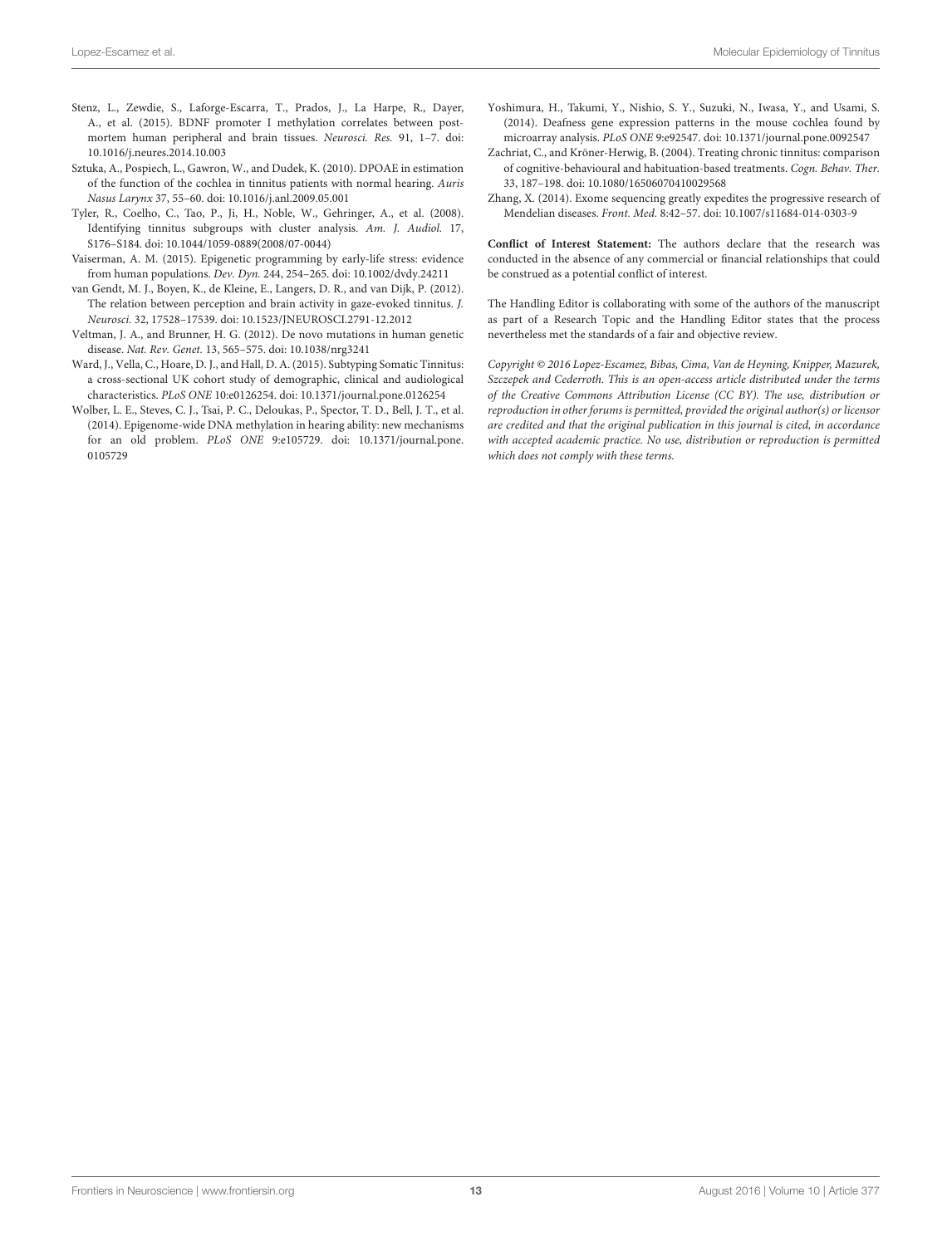Stenz, L., Zewdie, S., Laforge-Escarra, T., Prados, J., La Harpe, R., Dayer, A., et al. (2015). BDNF promoter I methylation correlates between post-mortem human peripheral and brain tissues. *Neurosci. Res.* 91, 1–7. doi: 10.1016/j.neures.2014.10.003

Sztuka, A., Pospiech, L., Gawron, W., and Dudek, K. (2010). DPOAE in estimation of the function of the cochlea in tinnitus patients with normal hearing. *Auris Nasus Larynx* 37, 55–60. doi: 10.1016/j.anl.2009.05.001

Tyler, R., Coelho, C., Tao, P., Ji, H., Noble, W., Gehringer, A., et al. (2008). Identifying tinnitus subgroups with cluster analysis. *Am. J. Audiol.* 17, S176–S184. doi: 10.1044/1059-0889(2008/07-0044)

Vaiserman, A. M. (2015). Epigenetic programming by early-life stress: evidence from human populations. *Dev. Dyn.* 244, 254–265. doi: 10.1002/dvdy.24211

van Gendt, M. J., Boyen, K., de Kleine, E., Langers, D. R., and van Dijk, P. (2012). The relation between perception and brain activity in gaze-evoked tinnitus. *J. Neurosci.* 32, 17528–17539. doi: 10.1523/JNEUROSCI.2791-12.2012

Veltman, J. A., and Brunner, H. G. (2012). De novo mutations in human genetic disease. *Nat. Rev. Genet.* 13, 565–575. doi: 10.1038/nrg3241

Ward, J., Vella, C., Hoare, D. J., and Hall, D. A. (2015). Subtyping Somatic Tinnitus: a cross-sectional UK cohort study of demographic, clinical and audiological characteristics. *PLoS ONE* 10:e0126254. doi: 10.1371/journal.pone.0126254

Wolber, L. E., Steves, C. J., Tsai, P. C., Deloukas, P., Spector, T. D., Bell, J. T., et al. (2014). Epigenome-wide DNA methylation in hearing ability: new mechanisms for an old problem. *PLoS ONE* 9:e105729. doi: 10.1371/journal.pone.0105729

Yoshimura, H., Takumi, Y., Nishio, S. Y., Suzuki, N., Iwasa, Y., and Usami, S. (2014). Deafness gene expression patterns in the mouse cochlea found by microarray analysis. *PLoS ONE* 9:e92547. doi: 10.1371/journal.pone.0092547

Zachriat, C., and Kröner-Herwig, B. (2004). Treating chronic tinnitus: comparison of cognitive-behavioural and habituation-based treatments. *Cogn. Behav. Ther.* 33, 187–198. doi: 10.1080/16506070410029568

Zhang, X. (2014). Exome sequencing greatly expedites the progressive research of Mendelian diseases. *Front. Med.* 8:42–57. doi: 10.1007/s11684-014-0303-9

**Conflict of Interest Statement:** The authors declare that the research was conducted in the absence of any commercial or financial relationships that could be construed as a potential conflict of interest.

The Handling Editor is collaborating with some of the authors of the manuscript as part of a Research Topic and the Handling Editor states that the process nevertheless met the standards of a fair and objective review.

*Copyright © 2016 Lopez-Escamez, Bibas, Cima, Van de Heyning, Knipper, Mazurek, Szczepek and Cederroth. This is an open-access article distributed under the terms of the Creative Commons Attribution License (CC BY). The use, distribution or reproduction in other forums is permitted, provided the original author(s) or licensor are credited and that the original publication in this journal is cited, in accordance with accepted academic practice. No use, distribution or reproduction is permitted which does not comply with these terms.*